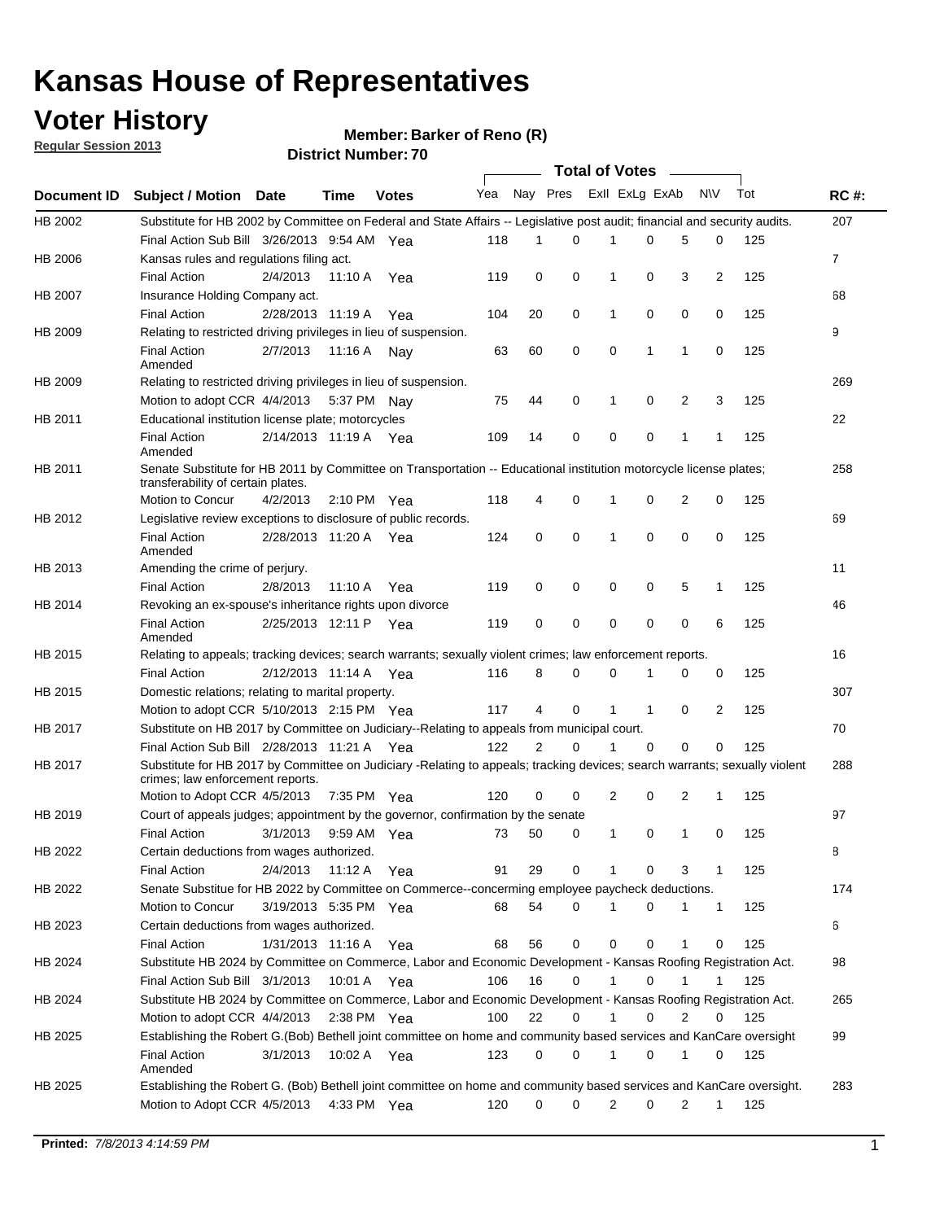# Kansas House of Representatives

## Voter History

**Regular Session 2013**

**Member: Barker of Reno (R)**

**District Number: 70**

| Document ID | Subject / Motion | Date | Time | Votes | Yea | Nay | Pres | ExII | ExLg | ExAb | N\V | Tot | RC #: |
|---|---|---|---|---|---|---|---|---|---|---|---|---|---|
| HB 2002 | Substitute for HB 2002 by Committee on Federal and State Affairs -- Legislative post audit; financial and security audits. | | | | | | | | | | | | 207 |
| | Final Action Sub Bill | 3/26/2013 | 9:54 AM | Yea | 118 | 1 | 0 | 1 | 0 | 5 | 0 | 125 | |
| HB 2006 | Kansas rules and regulations filing act. | | | | | | | | | | | | 7 |
| | Final Action | 2/4/2013 | 11:10 A | Yea | 119 | 0 | 0 | 1 | 0 | 3 | 2 | 125 | |
| HB 2007 | Insurance Holding Company act. | | | | | | | | | | | | 68 |
| | Final Action | 2/28/2013 | 11:19 A | Yea | 104 | 20 | 0 | 1 | 0 | 0 | 0 | 125 | |
| HB 2009 | Relating to restricted driving privileges in lieu of suspension. | | | | | | | | | | | | 9 |
| | Final Action Amended | 2/7/2013 | 11:16 A | Nay | 63 | 60 | 0 | 0 | 1 | 1 | 0 | 125 | |
| HB 2009 | Relating to restricted driving privileges in lieu of suspension. | | | | | | | | | | | | 269 |
| | Motion to adopt CCR | 4/4/2013 | 5:37 PM | Nay | 75 | 44 | 0 | 1 | 0 | 2 | 3 | 125 | |
| HB 2011 | Educational institution license plate; motorcycles | | | | | | | | | | | | 22 |
| | Final Action Amended | 2/14/2013 | 11:19 A | Yea | 109 | 14 | 0 | 0 | 0 | 1 | 1 | 125 | |
| HB 2011 | Senate Substitute for HB 2011 by Committee on Transportation -- Educational institution motorcycle license plates; transferability of certain plates. | | | | | | | | | | | | 258 |
| | Motion to Concur | 4/2/2013 | 2:10 PM | Yea | 118 | 4 | 0 | 1 | 0 | 2 | 0 | 125 | |
| HB 2012 | Legislative review exceptions to disclosure of public records. | | | | | | | | | | | | 69 |
| | Final Action Amended | 2/28/2013 | 11:20 A | Yea | 124 | 0 | 0 | 1 | 0 | 0 | 0 | 125 | |
| HB 2013 | Amending the crime of perjury. | | | | | | | | | | | | 11 |
| | Final Action | 2/8/2013 | 11:10 A | Yea | 119 | 0 | 0 | 0 | 0 | 5 | 1 | 125 | |
| HB 2014 | Revoking an ex-spouse's inheritance rights upon divorce | | | | | | | | | | | | 46 |
| | Final Action Amended | 2/25/2013 | 12:11 P | Yea | 119 | 0 | 0 | 0 | 0 | 0 | 6 | 125 | |
| HB 2015 | Relating to appeals; tracking devices; search warrants; sexually violent crimes; law enforcement reports. | | | | | | | | | | | | 16 |
| | Final Action | 2/12/2013 | 11:14 A | Yea | 116 | 8 | 0 | 0 | 1 | 0 | 0 | 125 | |
| HB 2015 | Domestic relations; relating to marital property. | | | | | | | | | | | | 307 |
| | Motion to adopt CCR | 5/10/2013 | 2:15 PM | Yea | 117 | 4 | 0 | 1 | 1 | 0 | 2 | 125 | |
| HB 2017 | Substitute on HB 2017 by Committee on Judiciary--Relating to appeals from municipal court. | | | | | | | | | | | | 70 |
| | Final Action Sub Bill | 2/28/2013 | 11:21 A | Yea | 122 | 2 | 0 | 1 | 0 | 0 | 0 | 125 | |
| HB 2017 | Substitute for HB 2017 by Committee on Judiciary -Relating to appeals; tracking devices; search warrants; sexually violent crimes; law enforcement reports. | | | | | | | | | | | | 288 |
| | Motion to Adopt CCR | 4/5/2013 | 7:35 PM | Yea | 120 | 0 | 0 | 2 | 0 | 2 | 1 | 125 | |
| HB 2019 | Court of appeals judges; appointment by the governor, confirmation by the senate | | | | | | | | | | | | 97 |
| | Final Action | 3/1/2013 | 9:59 AM | Yea | 73 | 50 | 0 | 1 | 0 | 1 | 0 | 125 | |
| HB 2022 | Certain deductions from wages authorized. | | | | | | | | | | | | 8 |
| | Final Action | 2/4/2013 | 11:12 A | Yea | 91 | 29 | 0 | 1 | 0 | 3 | 1 | 125 | |
| HB 2022 | Senate Substitue for HB 2022 by Committee on Commerce--concerning employee paycheck deductions. | | | | | | | | | | | | 174 |
| | Motion to Concur | 3/19/2013 | 5:35 PM | Yea | 68 | 54 | 0 | 1 | 0 | 1 | 1 | 125 | |
| HB 2023 | Certain deductions from wages authorized. | | | | | | | | | | | | 6 |
| | Final Action | 1/31/2013 | 11:16 A | Yea | 68 | 56 | 0 | 0 | 0 | 1 | 0 | 125 | |
| HB 2024 | Substitute HB 2024 by Committee on Commerce, Labor and Economic Development - Kansas Roofing Registration Act. | | | | | | | | | | | | 98 |
| | Final Action Sub Bill | 3/1/2013 | 10:01 A | Yea | 106 | 16 | 0 | 1 | 0 | 1 | 1 | 125 | |
| HB 2024 | Substitute HB 2024 by Committee on Commerce, Labor and Economic Development - Kansas Roofing Registration Act. | | | | | | | | | | | | 265 |
| | Motion to adopt CCR | 4/4/2013 | 2:38 PM | Yea | 100 | 22 | 0 | 1 | 0 | 2 | 0 | 125 | |
| HB 2025 | Establishing the Robert G.(Bob) Bethell joint committee on home and community based services and KanCare oversight | | | | | | | | | | | | 99 |
| | Final Action Amended | 3/1/2013 | 10:02 A | Yea | 123 | 0 | 0 | 1 | 0 | 1 | 0 | 125 | |
| HB 2025 | Establishing the Robert G. (Bob) Bethell joint committee on home and community based services and KanCare oversight. | | | | | | | | | | | | 283 |
| | Motion to Adopt CCR | 4/5/2013 | 4:33 PM | Yea | 120 | 0 | 0 | 2 | 0 | 2 | 1 | 125 | |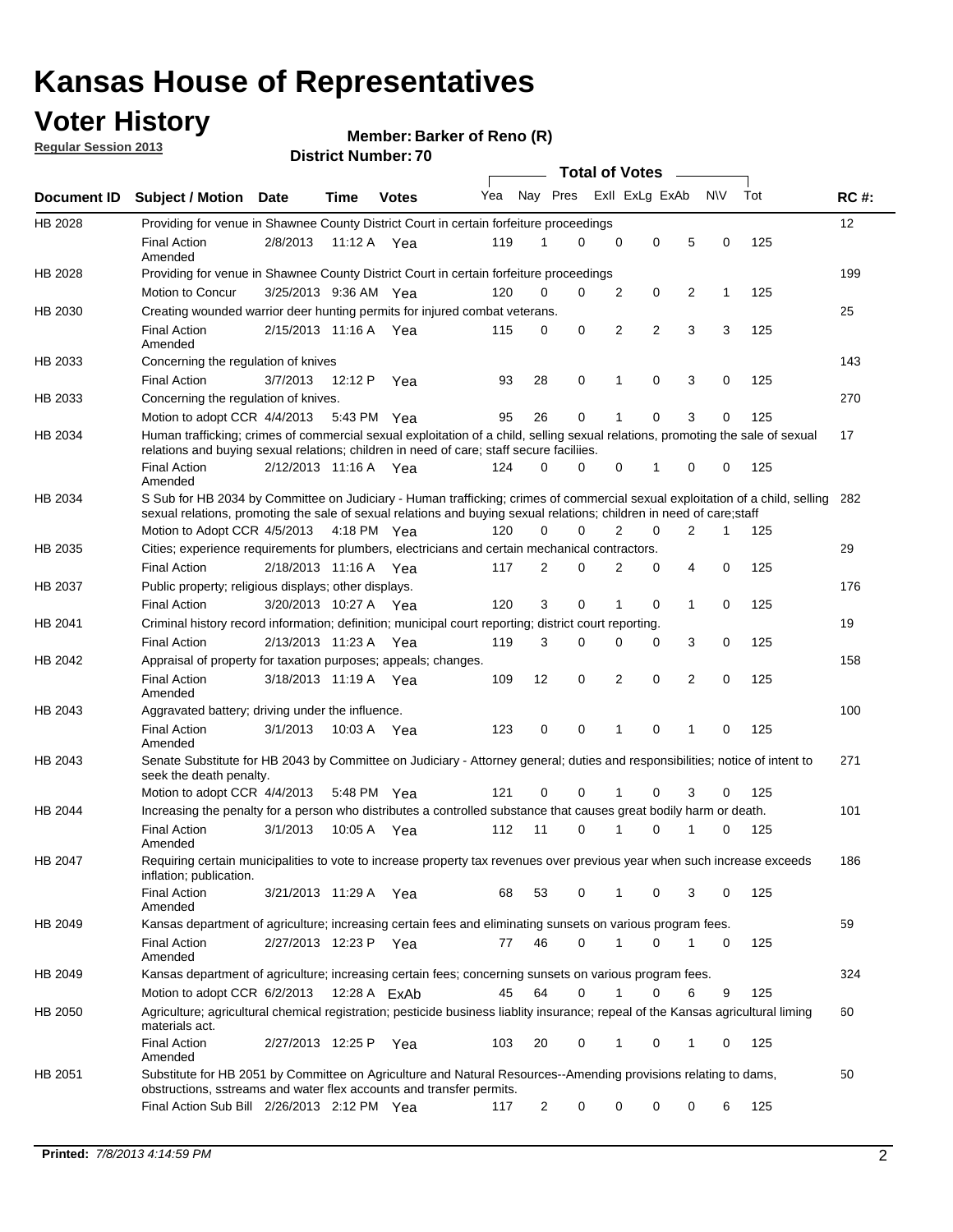# Kansas House of Representatives

## Voter History

**Regular Session 2013**

**Member: Barker of Reno (R)**

**District Number: 70**

| Document ID | Subject / Motion | Date | Time | Votes | Yea | Nay | Pres | ExII | ExLg | ExAb | N\V | Tot | RC #: |
|---|---|---|---|---|---|---|---|---|---|---|---|---|---|
| HB 2028 | Providing for venue in Shawnee County District Court in certain forfeiture proceedings | | | | | | | | | | | | 12 |
| | Final Action Amended | 2/8/2013 | 11:12 A | Yea | 119 | 1 | 0 | 0 | 0 | 5 | 0 | 125 | |
| HB 2028 | Providing for venue in Shawnee County District Court in certain forfeiture proceedings | | | | | | | | | | | | 199 |
| | Motion to Concur | 3/25/2013 | 9:36 AM | Yea | 120 | 0 | 0 | 2 | 0 | 2 | 1 | 125 | |
| HB 2030 | Creating wounded warrior deer hunting permits for injured combat veterans. | | | | | | | | | | | | 25 |
| | Final Action Amended | 2/15/2013 | 11:16 A | Yea | 115 | 0 | 0 | 2 | 2 | 3 | 3 | 125 | |
| HB 2033 | Concerning the regulation of knives | | | | | | | | | | | | 143 |
| | Final Action | 3/7/2013 | 12:12 P | Yea | 93 | 28 | 0 | 1 | 0 | 3 | 0 | 125 | |
| HB 2033 | Concerning the regulation of knives. | | | | | | | | | | | | 270 |
| | Motion to adopt CCR | 4/4/2013 | 5:43 PM | Yea | 95 | 26 | 0 | 1 | 0 | 3 | 0 | 125 | |
| HB 2034 | Human trafficking; crimes of commercial sexual exploitation of a child, selling sexual relations, promoting the sale of sexual relations and buying sexual relations; children in need of care; staff secure faciliies. | | | | | | | | | | | | 17 |
| | Final Action Amended | 2/12/2013 | 11:16 A | Yea | 124 | 0 | 0 | 0 | 1 | 0 | 0 | 125 | |
| HB 2034 | S Sub for HB 2034 by Committee on Judiciary - Human trafficking; crimes of commercial sexual exploitation of a child, selling sexual relations, promoting the sale of sexual relations and buying sexual relations; children in need of care;staff | | | | | | | | | | | | 282 |
| | Motion to Adopt CCR | 4/5/2013 | 4:18 PM | Yea | 120 | 0 | 0 | 2 | 0 | 2 | 1 | 125 | |
| HB 2035 | Cities; experience requirements for plumbers, electricians and certain mechanical contractors. | | | | | | | | | | | | 29 |
| | Final Action | 2/18/2013 | 11:16 A | Yea | 117 | 2 | 0 | 2 | 0 | 4 | 0 | 125 | |
| HB 2037 | Public property; religious displays; other displays. | | | | | | | | | | | | 176 |
| | Final Action | 3/20/2013 | 10:27 A | Yea | 120 | 3 | 0 | 1 | 0 | 1 | 0 | 125 | |
| HB 2041 | Criminal history record information; definition; municipal court reporting; district court reporting. | | | | | | | | | | | | 19 |
| | Final Action | 2/13/2013 | 11:23 A | Yea | 119 | 3 | 0 | 0 | 0 | 3 | 0 | 125 | |
| HB 2042 | Appraisal of property for taxation purposes; appeals; changes. | | | | | | | | | | | | 158 |
| | Final Action Amended | 3/18/2013 | 11:19 A | Yea | 109 | 12 | 0 | 2 | 0 | 2 | 0 | 125 | |
| HB 2043 | Aggravated battery; driving under the influence. | | | | | | | | | | | | 100 |
| | Final Action Amended | 3/1/2013 | 10:03 A | Yea | 123 | 0 | 0 | 1 | 0 | 1 | 0 | 125 | |
| HB 2043 | Senate Substitute for HB 2043 by Committee on Judiciary - Attorney general; duties and responsibilities; notice of intent to seek the death penalty. | | | | | | | | | | | | 271 |
| | Motion to adopt CCR | 4/4/2013 | 5:48 PM | Yea | 121 | 0 | 0 | 1 | 0 | 3 | 0 | 125 | |
| HB 2044 | Increasing the penalty for a person who distributes a controlled substance that causes great bodily harm or death. | | | | | | | | | | | | 101 |
| | Final Action Amended | 3/1/2013 | 10:05 A | Yea | 112 | 11 | 0 | 1 | 0 | 1 | 0 | 125 | |
| HB 2047 | Requiring certain municipalities to vote to increase property tax revenues over previous year when such increase exceeds inflation; publication. | | | | | | | | | | | | 186 |
| | Final Action Amended | 3/21/2013 | 11:29 A | Yea | 68 | 53 | 0 | 1 | 0 | 3 | 0 | 125 | |
| HB 2049 | Kansas department of agriculture; increasing certain fees and eliminating sunsets on various program fees. | | | | | | | | | | | | 59 |
| | Final Action Amended | 2/27/2013 | 12:23 P | Yea | 77 | 46 | 0 | 1 | 0 | 1 | 0 | 125 | |
| HB 2049 | Kansas department of agriculture; increasing certain fees; concerning sunsets on various program fees. | | | | | | | | | | | | 324 |
| | Motion to adopt CCR | 6/2/2013 | 12:28 A | ExAb | 45 | 64 | 0 | 1 | 0 | 6 | 9 | 125 | |
| HB 2050 | Agriculture; agricultural chemical registration; pesticide business liablity insurance; repeal of the Kansas agricultural liming materials act. | | | | | | | | | | | | 60 |
| | Final Action Amended | 2/27/2013 | 12:25 P | Yea | 103 | 20 | 0 | 1 | 0 | 1 | 0 | 125 | |
| HB 2051 | Substitute for HB 2051 by Committee on Agriculture and Natural Resources--Amending provisions relating to dams, obstructions, sstreams and water flex accounts and transfer permits. | | | | | | | | | | | | 50 |
| | Final Action Sub Bill | 2/26/2013 | 2:12 PM | Yea | 117 | 2 | 0 | 0 | 0 | 0 | 6 | 125 | |

**Printed:** 7/8/2013 4:14:59 PM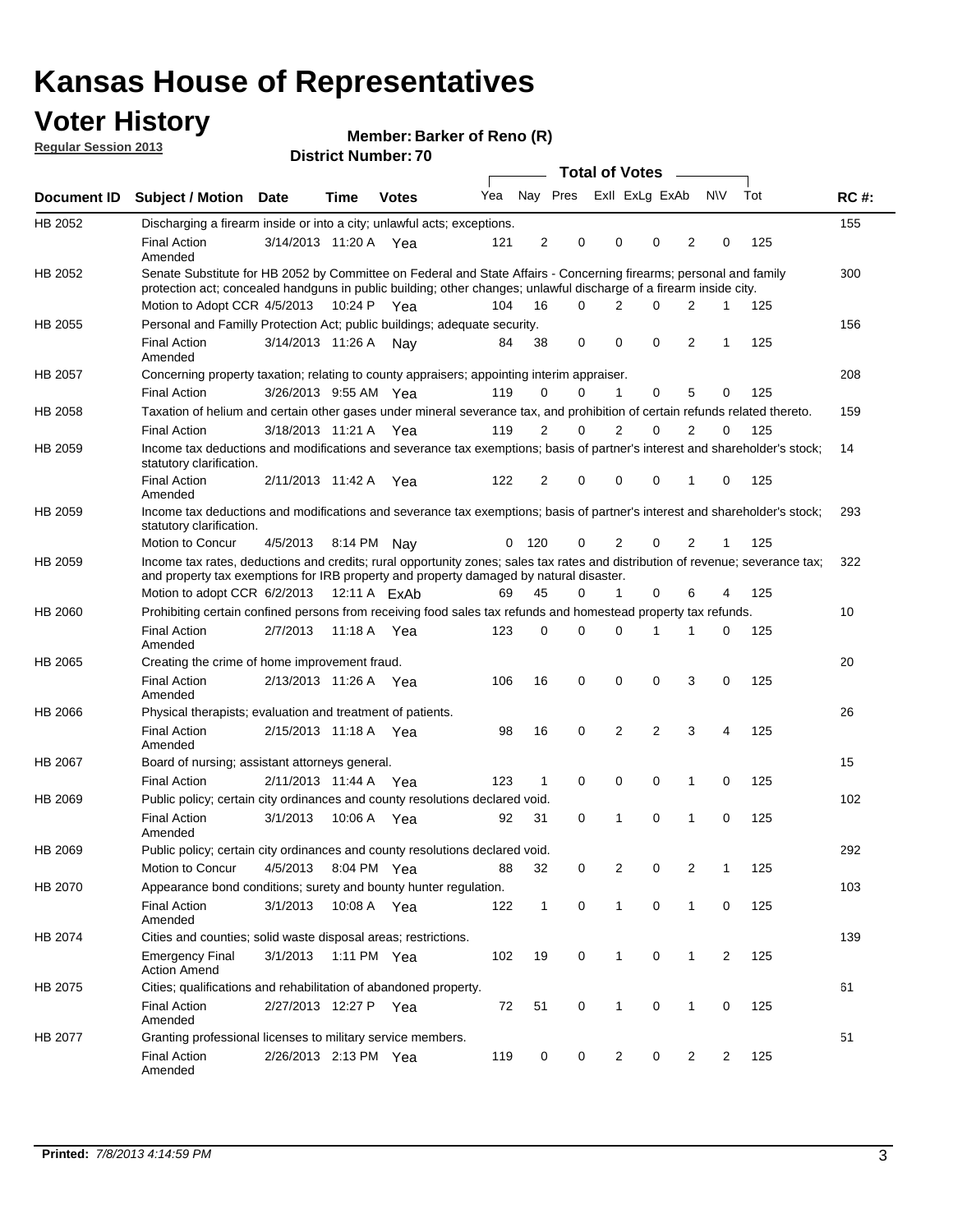# Kansas House of Representatives

## Voter History

**Regular Session 2013**

**Member: Barker of Reno (R)**

**District Number: 70**

| Document ID | Subject / Motion | Date | Time | Votes | Yea | Nay | Pres | ExII | ExLg | ExAb | N\V | Tot | RC #: |
|---|---|---|---|---|---|---|---|---|---|---|---|---|---|
| HB 2052 | Discharging a firearm inside or into a city; unlawful acts; exceptions. | | | | | | | | | | | | 155 |
| | Final Action Amended | 3/14/2013 | 11:20 A | Yea | 121 | 2 | 0 | 0 | 0 | 2 | 0 | 125 | |
| HB 2052 | Senate Substitute for HB 2052 by Committee on Federal and State Affairs - Concerning firearms; personal and family protection act; concealed handguns in public building; other changes; unlawful discharge of a firearm inside city. | | | | | | | | | | | | 300 |
| | Motion to Adopt CCR | 4/5/2013 | 10:24 P | Yea | 104 | 16 | 0 | 2 | 0 | 2 | 1 | 125 | |
| HB 2055 | Personal and Familly Protection Act; public buildings; adequate security. | | | | | | | | | | | | 156 |
| | Final Action Amended | 3/14/2013 | 11:26 A | Nay | 84 | 38 | 0 | 0 | 0 | 2 | 1 | 125 | |
| HB 2057 | Concerning property taxation; relating to county appraisers; appointing interim appraiser. | | | | | | | | | | | | 208 |
| | Final Action | 3/26/2013 | 9:55 AM | Yea | 119 | 0 | 0 | 1 | 0 | 5 | 0 | 125 | |
| HB 2058 | Taxation of helium and certain other gases under mineral severance tax, and prohibition of certain refunds related thereto. | | | | | | | | | | | | 159 |
| | Final Action | 3/18/2013 | 11:21 A | Yea | 119 | 2 | 0 | 2 | 0 | 2 | 0 | 125 | |
| HB 2059 | Income tax deductions and modifications and severance tax exemptions; basis of partner's interest and shareholder's stock; statutory clarification. | | | | | | | | | | | | 14 |
| | Final Action Amended | 2/11/2013 | 11:42 A | Yea | 122 | 2 | 0 | 0 | 0 | 1 | 0 | 125 | |
| HB 2059 | Income tax deductions and modifications and severance tax exemptions; basis of partner's interest and shareholder's stock; statutory clarification. | | | | | | | | | | | | 293 |
| | Motion to Concur | 4/5/2013 | 8:14 PM | Nay | 0 | 120 | 0 | 2 | 0 | 2 | 1 | 125 | |
| HB 2059 | Income tax rates, deductions and credits; rural opportunity zones; sales tax rates and distribution of revenue; severance tax; and property tax exemptions for IRB property and property damaged by natural disaster. | | | | | | | | | | | | 322 |
| | Motion to adopt CCR | 6/2/2013 | 12:11 A | ExAb | 69 | 45 | 0 | 1 | 0 | 6 | 4 | 125 | |
| HB 2060 | Prohibiting certain confined persons from receiving food sales tax refunds and homestead property tax refunds. | | | | | | | | | | | | 10 |
| | Final Action Amended | 2/7/2013 | 11:18 A | Yea | 123 | 0 | 0 | 0 | 1 | 1 | 0 | 125 | |
| HB 2065 | Creating the crime of home improvement fraud. | | | | | | | | | | | | 20 |
| | Final Action Amended | 2/13/2013 | 11:26 A | Yea | 106 | 16 | 0 | 0 | 0 | 3 | 0 | 125 | |
| HB 2066 | Physical therapists; evaluation and treatment of patients. | | | | | | | | | | | | 26 |
| | Final Action Amended | 2/15/2013 | 11:18 A | Yea | 98 | 16 | 0 | 2 | 2 | 3 | 4 | 125 | |
| HB 2067 | Board of nursing; assistant attorneys general. | | | | | | | | | | | | 15 |
| | Final Action | 2/11/2013 | 11:44 A | Yea | 123 | 1 | 0 | 0 | 0 | 1 | 0 | 125 | |
| HB 2069 | Public policy; certain city ordinances and county resolutions declared void. | | | | | | | | | | | | 102 |
| | Final Action Amended | 3/1/2013 | 10:06 A | Yea | 92 | 31 | 0 | 1 | 0 | 1 | 0 | 125 | |
| HB 2069 | Public policy; certain city ordinances and county resolutions declared void. | | | | | | | | | | | | 292 |
| | Motion to Concur | 4/5/2013 | 8:04 PM | Yea | 88 | 32 | 0 | 2 | 0 | 2 | 1 | 125 | |
| HB 2070 | Appearance bond conditions; surety and bounty hunter regulation. | | | | | | | | | | | | 103 |
| | Final Action Amended | 3/1/2013 | 10:08 A | Yea | 122 | 1 | 0 | 1 | 0 | 1 | 0 | 125 | |
| HB 2074 | Cities and counties; solid waste disposal areas; restrictions. | | | | | | | | | | | | 139 |
| | Emergency Final Action Amend | 3/1/2013 | 1:11 PM | Yea | 102 | 19 | 0 | 1 | 0 | 1 | 2 | 125 | |
| HB 2075 | Cities; qualifications and rehabilitation of abandoned property. | | | | | | | | | | | | 61 |
| | Final Action Amended | 2/27/2013 | 12:27 P | Yea | 72 | 51 | 0 | 1 | 0 | 1 | 0 | 125 | |
| HB 2077 | Granting professional licenses to military service members. | | | | | | | | | | | | 51 |
| | Final Action Amended | 2/26/2013 | 2:13 PM | Yea | 119 | 0 | 0 | 2 | 0 | 2 | 2 | 125 | |

**Printed:** *7/8/2013 4:14:59 PM*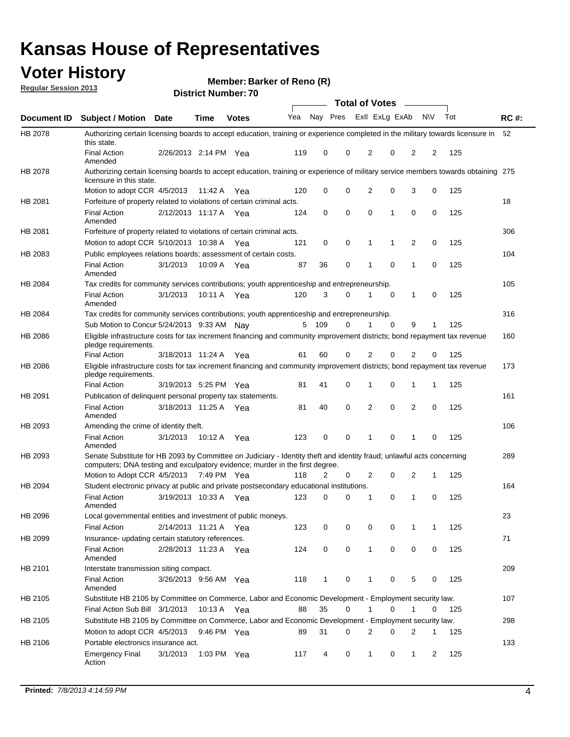# Kansas House of Representatives

## Voter History

**Regular Session 2013**

**Member: Barker of Reno (R)**

**District Number: 70**

| Document ID | Subject / Motion | Date | Time | Votes | Yea | Nay | Pres | ExII | ExLg | ExAb | N\V | Tot | RC #: |
|---|---|---|---|---|---|---|---|---|---|---|---|---|---|
| HB 2078 | Authorizing certain licensing boards to accept education, training or experience completed in the military towards licensure in this state. | | | | | | | | | | | | 52 |
| | Final Action Amended | 2/26/2013 | 2:14 PM | Yea | 119 | 0 | 0 | 2 | 0 | 2 | 2 | 125 | |
| HB 2078 | Authorizing certain licensing boards to accept education, training or experience of military service members towards obtaining licensure in this state. | | | | | | | | | | | | 275 |
| | Motion to adopt CCR | 4/5/2013 | 11:42 A | Yea | 120 | 0 | 0 | 2 | 0 | 3 | 0 | 125 | |
| HB 2081 | Forfeiture of property related to violations of certain criminal acts. | | | | | | | | | | | | 18 |
| | Final Action Amended | 2/12/2013 | 11:17 A | Yea | 124 | 0 | 0 | 0 | 1 | 0 | 0 | 125 | |
| HB 2081 | Forfeiture of property related to violations of certain criminal acts. | | | | | | | | | | | | 306 |
| | Motion to adopt CCR | 5/10/2013 | 10:38 A | Yea | 121 | 0 | 0 | 1 | 1 | 2 | 0 | 125 | |
| HB 2083 | Public employees relations boards; assessment of certain costs. | | | | | | | | | | | | 104 |
| | Final Action Amended | 3/1/2013 | 10:09 A | Yea | 87 | 36 | 0 | 1 | 0 | 1 | 0 | 125 | |
| HB 2084 | Tax credits for community services contributions; youth apprenticeship and entrepreneurship. | | | | | | | | | | | | 105 |
| | Final Action Amended | 3/1/2013 | 10:11 A | Yea | 120 | 3 | 0 | 1 | 0 | 1 | 0 | 125 | |
| HB 2084 | Tax credits for community services contributions; youth apprenticeship and entrepreneurship. | | | | | | | | | | | | 316 |
| | Sub Motion to Concur | 5/24/2013 | 9:33 AM | Nay | 5 | 109 | 0 | 1 | 0 | 9 | 1 | 125 | |
| HB 2086 | Eligible infrastructure costs for tax increment financing and community improvement districts; bond repayment tax revenue pledge requirements. | | | | | | | | | | | | 160 |
| | Final Action | 3/18/2013 | 11:24 A | Yea | 61 | 60 | 0 | 2 | 0 | 2 | 0 | 125 | |
| HB 2086 | Eligible infrastructure costs for tax increment financing and community improvement districts; bond repayment tax revenue pledge requirements. | | | | | | | | | | | | 173 |
| | Final Action | 3/19/2013 | 5:25 PM | Yea | 81 | 41 | 0 | 1 | 0 | 1 | 1 | 125 | |
| HB 2091 | Publication of delinquent personal property tax statements. | | | | | | | | | | | | 161 |
| | Final Action Amended | 3/18/2013 | 11:25 A | Yea | 81 | 40 | 0 | 2 | 0 | 2 | 0 | 125 | |
| HB 2093 | Amending the crime of identity theft. | | | | | | | | | | | | 106 |
| | Final Action Amended | 3/1/2013 | 10:12 A | Yea | 123 | 0 | 0 | 1 | 0 | 1 | 0 | 125 | |
| HB 2093 | Senate Substitute for HB 2093 by Committee on Judiciary - Identity theft and identity fraud; unlawful acts concerning computers; DNA testing and exculpatory evidence; murder in the first degree. | | | | | | | | | | | | 289 |
| | Motion to Adopt CCR | 4/5/2013 | 7:49 PM | Yea | 118 | 2 | 0 | 2 | 0 | 2 | 1 | 125 | |
| HB 2094 | Student electronic privacy at public and private postsecondary educational institutions. | | | | | | | | | | | | 164 |
| | Final Action Amended | 3/19/2013 | 10:33 A | Yea | 123 | 0 | 0 | 1 | 0 | 1 | 0 | 125 | |
| HB 2096 | Local governmental entities and investment of public moneys. | | | | | | | | | | | | 23 |
| | Final Action | 2/14/2013 | 11:21 A | Yea | 123 | 0 | 0 | 0 | 0 | 1 | 1 | 125 | |
| HB 2099 | Insurance- updating certain statutory references. | | | | | | | | | | | | 71 |
| | Final Action Amended | 2/28/2013 | 11:23 A | Yea | 124 | 0 | 0 | 1 | 0 | 0 | 0 | 125 | |
| HB 2101 | Interstate transmission siting compact. | | | | | | | | | | | | 209 |
| | Final Action Amended | 3/26/2013 | 9:56 AM | Yea | 118 | 1 | 0 | 1 | 0 | 5 | 0 | 125 | |
| HB 2105 | Substitute HB 2105 by Committee on Commerce, Labor and Economic Development - Employment security law. | | | | | | | | | | | | 107 |
| | Final Action Sub Bill | 3/1/2013 | 10:13 A | Yea | 88 | 35 | 0 | 1 | 0 | 1 | 0 | 125 | |
| HB 2105 | Substitute HB 2105 by Committee on Commerce, Labor and Economic Development - Employment security law. | | | | | | | | | | | | 298 |
| | Motion to adopt CCR | 4/5/2013 | 9:46 PM | Yea | 89 | 31 | 0 | 2 | 0 | 2 | 1 | 125 | |
| HB 2106 | Portable electronics insurance act. | | | | | | | | | | | | 133 |
| | Emergency Final Action | 3/1/2013 | 1:03 PM | Yea | 117 | 4 | 0 | 1 | 0 | 1 | 2 | 125 | |

**Printed:** *7/8/2013 4:14:59 PM*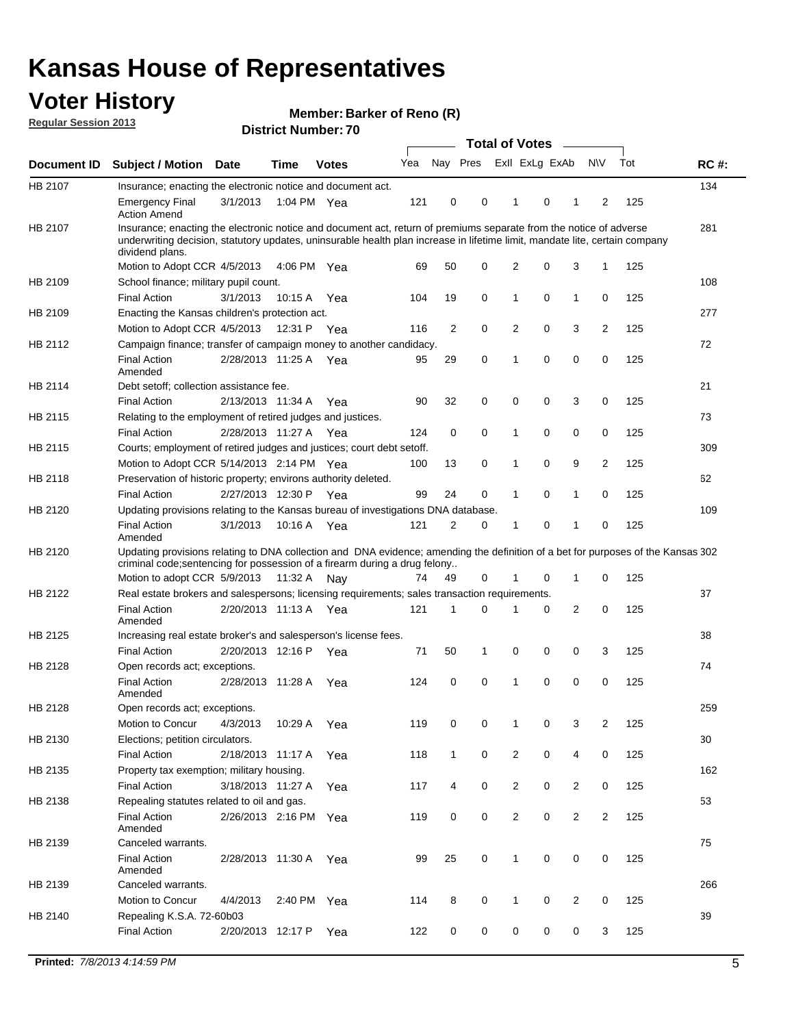# Kansas House of Representatives

## Voter History

**Regular Session 2013**

**Member: Barker of Reno (R)**

**District Number: 70**

| Document ID | Subject / Motion | Date | Time | Votes | Yea | Nay | Pres | ExII | ExLg | ExAb | N\V | Tot | RC #: |
|---|---|---|---|---|---|---|---|---|---|---|---|---|---|
| HB 2107 | Insurance; enacting the electronic notice and document act. | | | | | | | | | | | | 134 |
| | Emergency Final Action Amend | 3/1/2013 | 1:04 PM | Yea | 121 | 0 | 0 | 1 | 0 | 1 | 2 | 125 | |
| HB 2107 | Insurance; enacting the electronic notice and document act, return of premiums separate from the notice of adverse underwriting decision, statutory updates, uninsurable health plan increase in lifetime limit, mandate lite, certain company dividend plans. | | | | | | | | | | | | 281 |
| | Motion to Adopt CCR | 4/5/2013 | 4:06 PM | Yea | 69 | 50 | 0 | 2 | 0 | 3 | 1 | 125 | |
| HB 2109 | School finance; military pupil count. | | | | | | | | | | | | 108 |
| | Final Action | 3/1/2013 | 10:15 A | Yea | 104 | 19 | 0 | 1 | 0 | 1 | 0 | 125 | |
| HB 2109 | Enacting the Kansas children's protection act. | | | | | | | | | | | | 277 |
| | Motion to Adopt CCR | 4/5/2013 | 12:31 P | Yea | 116 | 2 | 0 | 2 | 0 | 3 | 2 | 125 | |
| HB 2112 | Campaign finance; transfer of campaign money to another candidacy. | | | | | | | | | | | | 72 |
| | Final Action Amended | 2/28/2013 | 11:25 A | Yea | 95 | 29 | 0 | 1 | 0 | 0 | 0 | 125 | |
| HB 2114 | Debt setoff; collection assistance fee. | | | | | | | | | | | | 21 |
| | Final Action | 2/13/2013 | 11:34 A | Yea | 90 | 32 | 0 | 0 | 0 | 3 | 0 | 125 | |
| HB 2115 | Relating to the employment of retired judges and justices. | | | | | | | | | | | | 73 |
| | Final Action | 2/28/2013 | 11:27 A | Yea | 124 | 0 | 0 | 1 | 0 | 0 | 0 | 125 | |
| HB 2115 | Courts; employment of retired judges and justices; court debt setoff. | | | | | | | | | | | | 309 |
| | Motion to Adopt CCR | 5/14/2013 | 2:14 PM | Yea | 100 | 13 | 0 | 1 | 0 | 9 | 2 | 125 | |
| HB 2118 | Preservation of historic property; environs authority deleted. | | | | | | | | | | | | 62 |
| | Final Action | 2/27/2013 | 12:30 P | Yea | 99 | 24 | 0 | 1 | 0 | 1 | 0 | 125 | |
| HB 2120 | Updating provisions relating to the Kansas bureau of investigations DNA database. | | | | | | | | | | | | 109 |
| | Final Action Amended | 3/1/2013 | 10:16 A | Yea | 121 | 2 | 0 | 1 | 0 | 1 | 0 | 125 | |
| HB 2120 | Updating provisions relating to DNA collection and DNA evidence; amending the definition of a bet for purposes of the Kansas criminal code;sentencing for possession of a firearm during a drug felony.. | | | | | | | | | | | | 302 |
| | Motion to adopt CCR | 5/9/2013 | 11:32 A | Nay | 74 | 49 | 0 | 1 | 0 | 1 | 0 | 125 | |
| HB 2122 | Real estate brokers and salespersons; licensing requirements; sales transaction requirements. | | | | | | | | | | | | 37 |
| | Final Action Amended | 2/20/2013 | 11:13 A | Yea | 121 | 1 | 0 | 1 | 0 | 2 | 0 | 125 | |
| HB 2125 | Increasing real estate broker's and salesperson's license fees. | | | | | | | | | | | | 38 |
| | Final Action | 2/20/2013 | 12:16 P | Yea | 71 | 50 | 1 | 0 | 0 | 0 | 3 | 125 | |
| HB 2128 | Open records act; exceptions. | | | | | | | | | | | | 74 |
| | Final Action Amended | 2/28/2013 | 11:28 A | Yea | 124 | 0 | 0 | 1 | 0 | 0 | 0 | 125 | |
| HB 2128 | Open records act; exceptions. | | | | | | | | | | | | 259 |
| | Motion to Concur | 4/3/2013 | 10:29 A | Yea | 119 | 0 | 0 | 1 | 0 | 3 | 2 | 125 | |
| HB 2130 | Elections; petition circulators. | | | | | | | | | | | | 30 |
| | Final Action | 2/18/2013 | 11:17 A | Yea | 118 | 1 | 0 | 2 | 0 | 4 | 0 | 125 | |
| HB 2135 | Property tax exemption; military housing. | | | | | | | | | | | | 162 |
| | Final Action | 3/18/2013 | 11:27 A | Yea | 117 | 4 | 0 | 2 | 0 | 2 | 0 | 125 | |
| HB 2138 | Repealing statutes related to oil and gas. | | | | | | | | | | | | 53 |
| | Final Action Amended | 2/26/2013 | 2:16 PM | Yea | 119 | 0 | 0 | 2 | 0 | 2 | 2 | 125 | |
| HB 2139 | Canceled warrants. | | | | | | | | | | | | 75 |
| | Final Action Amended | 2/28/2013 | 11:30 A | Yea | 99 | 25 | 0 | 1 | 0 | 0 | 0 | 125 | |
| HB 2139 | Canceled warrants. | | | | | | | | | | | | 266 |
| | Motion to Concur | 4/4/2013 | 2:40 PM | Yea | 114 | 8 | 0 | 1 | 0 | 2 | 0 | 125 | |
| HB 2140 | Repealing K.S.A. 72-60b03 | | | | | | | | | | | | 39 |
| | Final Action | 2/20/2013 | 12:17 P | Yea | 122 | 0 | 0 | 0 | 0 | 0 | 3 | 125 | |

**Printed:** 7/8/2013 4:14:59 PM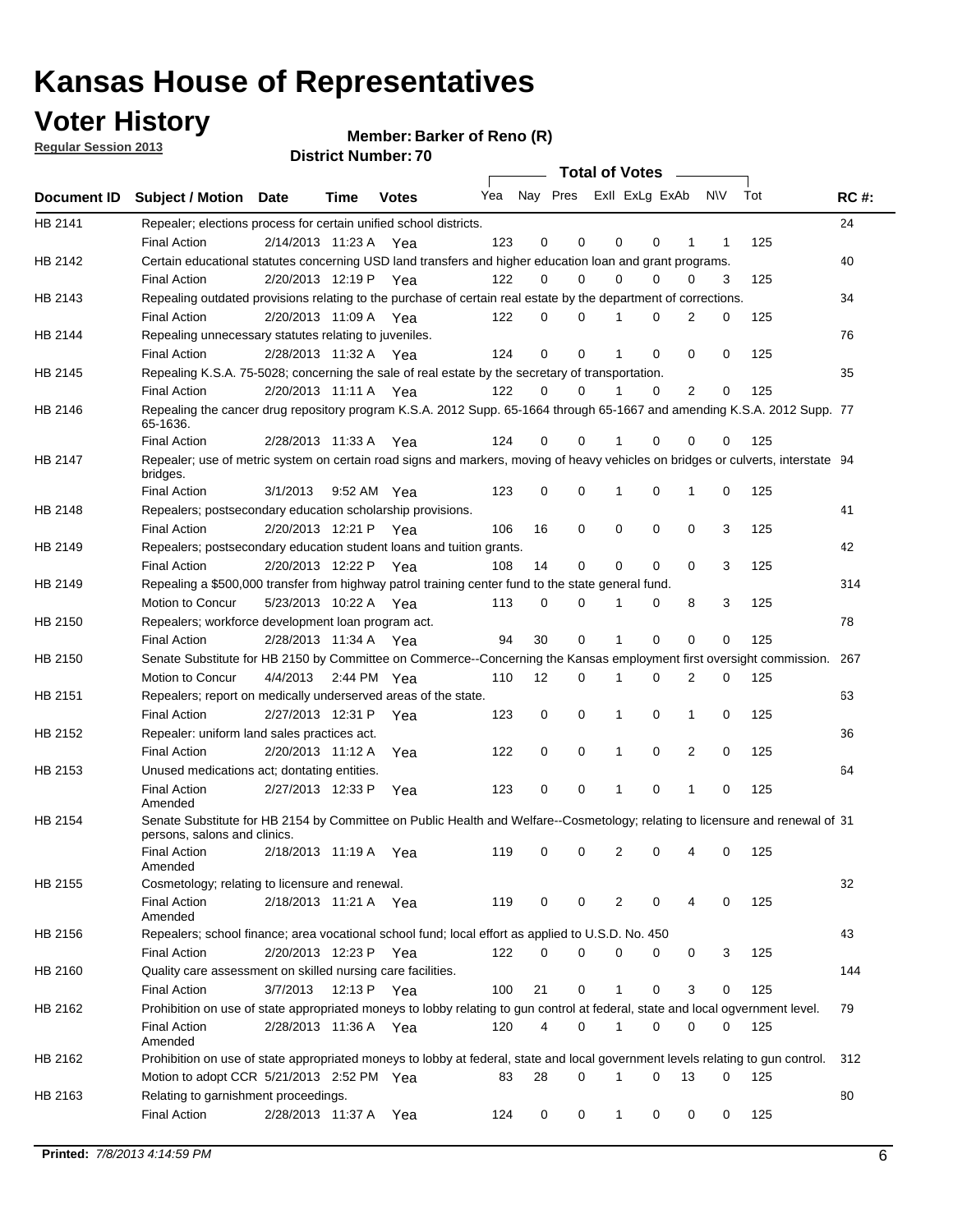# Kansas House of Representatives

## Voter History

**Regular Session 2013**

**Member: Barker of Reno (R)**

**District Number: 70**

| Document ID | Subject / Motion | Date | Time | Votes | Yea | Nay | Pres | ExII | ExLg | ExAb | N\V | Tot | RC #: |
|---|---|---|---|---|---|---|---|---|---|---|---|---|---|
| HB 2141 | Repealer; elections process for certain unified school districts. | | | | | | | | | | | | 24 |
| | Final Action | 2/14/2013 | 11:23 A | Yea | 123 | 0 | 0 | 0 | 0 | 1 | 1 | 125 | |
| HB 2142 | Certain educational statutes concerning USD land transfers and higher education loan and grant programs. | | | | | | | | | | | | 40 |
| | Final Action | 2/20/2013 | 12:19 P | Yea | 122 | 0 | 0 | 0 | 0 | 0 | 3 | 125 | |
| HB 2143 | Repealing outdated provisions relating to the purchase of certain real estate by the department of corrections. | | | | | | | | | | | | 34 |
| | Final Action | 2/20/2013 | 11:09 A | Yea | 122 | 0 | 0 | 1 | 0 | 2 | 0 | 125 | |
| HB 2144 | Repealing unnecessary statutes relating to juveniles. | | | | | | | | | | | | 76 |
| | Final Action | 2/28/2013 | 11:32 A | Yea | 124 | 0 | 0 | 1 | 0 | 0 | 0 | 125 | |
| HB 2145 | Repealing K.S.A. 75-5028; concerning the sale of real estate by the secretary of transportation. | | | | | | | | | | | | 35 |
| | Final Action | 2/20/2013 | 11:11 A | Yea | 122 | 0 | 0 | 1 | 0 | 2 | 0 | 125 | |
| HB 2146 | Repealing the cancer drug repository program K.S.A. 2012 Supp. 65-1664 through 65-1667 and amending K.S.A. 2012 Supp. 65-1636. | | | | | | | | | | | | 77 |
| | Final Action | 2/28/2013 | 11:33 A | Yea | 124 | 0 | 0 | 1 | 0 | 0 | 0 | 125 | |
| HB 2147 | Repealer; use of metric system on certain road signs and markers, moving of heavy vehicles on bridges or culverts, interstate bridges. | | | | | | | | | | | | 94 |
| | Final Action | 3/1/2013 | 9:52 AM | Yea | 123 | 0 | 0 | 1 | 0 | 1 | 0 | 125 | |
| HB 2148 | Repealers; postsecondary education scholarship provisions. | | | | | | | | | | | | 41 |
| | Final Action | 2/20/2013 | 12:21 P | Yea | 106 | 16 | 0 | 0 | 0 | 0 | 3 | 125 | |
| HB 2149 | Repealers; postsecondary education student loans and tuition grants. | | | | | | | | | | | | 42 |
| | Final Action | 2/20/2013 | 12:22 P | Yea | 108 | 14 | 0 | 0 | 0 | 0 | 3 | 125 | |
| HB 2149 | Repealing a $500,000 transfer from highway patrol training center fund to the state general fund. | | | | | | | | | | | | 314 |
| | Motion to Concur | 5/23/2013 | 10:22 A | Yea | 113 | 0 | 0 | 1 | 0 | 8 | 3 | 125 | |
| HB 2150 | Repealers; workforce development loan program act. | | | | | | | | | | | | 78 |
| | Final Action | 2/28/2013 | 11:34 A | Yea | 94 | 30 | 0 | 1 | 0 | 0 | 0 | 125 | |
| HB 2150 | Senate Substitute for HB 2150 by Committee on Commerce--Concerning the Kansas employment first oversight commission. | | | | | | | | | | | | 267 |
| | Motion to Concur | 4/4/2013 | 2:44 PM | Yea | 110 | 12 | 0 | 1 | 0 | 2 | 0 | 125 | |
| HB 2151 | Repealers; report on medically underserved areas of the state. | | | | | | | | | | | | 63 |
| | Final Action | 2/27/2013 | 12:31 P | Yea | 123 | 0 | 0 | 1 | 0 | 1 | 0 | 125 | |
| HB 2152 | Repealer: uniform land sales practices act. | | | | | | | | | | | | 36 |
| | Final Action | 2/20/2013 | 11:12 A | Yea | 122 | 0 | 0 | 1 | 0 | 2 | 0 | 125 | |
| HB 2153 | Unused medications act; dontating entities. | | | | | | | | | | | | 64 |
| | Final Action Amended | 2/27/2013 | 12:33 P | Yea | 123 | 0 | 0 | 1 | 0 | 1 | 0 | 125 | |
| HB 2154 | Senate Substitute for HB 2154 by Committee on Public Health and Welfare--Cosmetology; relating to licensure and renewal of persons, salons and clinics. | | | | | | | | | | | | 31 |
| | Final Action Amended | 2/18/2013 | 11:19 A | Yea | 119 | 0 | 0 | 2 | 0 | 4 | 0 | 125 | |
| HB 2155 | Cosmetology; relating to licensure and renewal. | | | | | | | | | | | | 32 |
| | Final Action Amended | 2/18/2013 | 11:21 A | Yea | 119 | 0 | 0 | 2 | 0 | 4 | 0 | 125 | |
| HB 2156 | Repealers; school finance; area vocational school fund; local effort as applied to U.S.D. No. 450 | | | | | | | | | | | | 43 |
| | Final Action | 2/20/2013 | 12:23 P | Yea | 122 | 0 | 0 | 0 | 0 | 0 | 3 | 125 | |
| HB 2160 | Quality care assessment on skilled nursing care facilities. | | | | | | | | | | | | 144 |
| | Final Action | 3/7/2013 | 12:13 P | Yea | 100 | 21 | 0 | 1 | 0 | 3 | 0 | 125 | |
| HB 2162 | Prohibition on use of state appropriated moneys to lobby relating to gun control at federal, state and local ogvernment level. | | | | | | | | | | | | 79 |
| | Final Action Amended | 2/28/2013 | 11:36 A | Yea | 120 | 4 | 0 | 1 | 0 | 0 | 0 | 125 | |
| HB 2162 | Prohibition on use of state appropriated moneys to lobby at federal, state and local government levels relating to gun control. | | | | | | | | | | | | 312 |
| | Motion to adopt CCR | 5/21/2013 | 2:52 PM | Yea | 83 | 28 | 0 | 1 | 0 | 13 | 0 | 125 | |
| HB 2163 | Relating to garnishment proceedings. | | | | | | | | | | | | 80 |
| | Final Action | 2/28/2013 | 11:37 A | Yea | 124 | 0 | 0 | 1 | 0 | 0 | 0 | 125 | |

**Printed:** *7/8/2013 4:14:59 PM*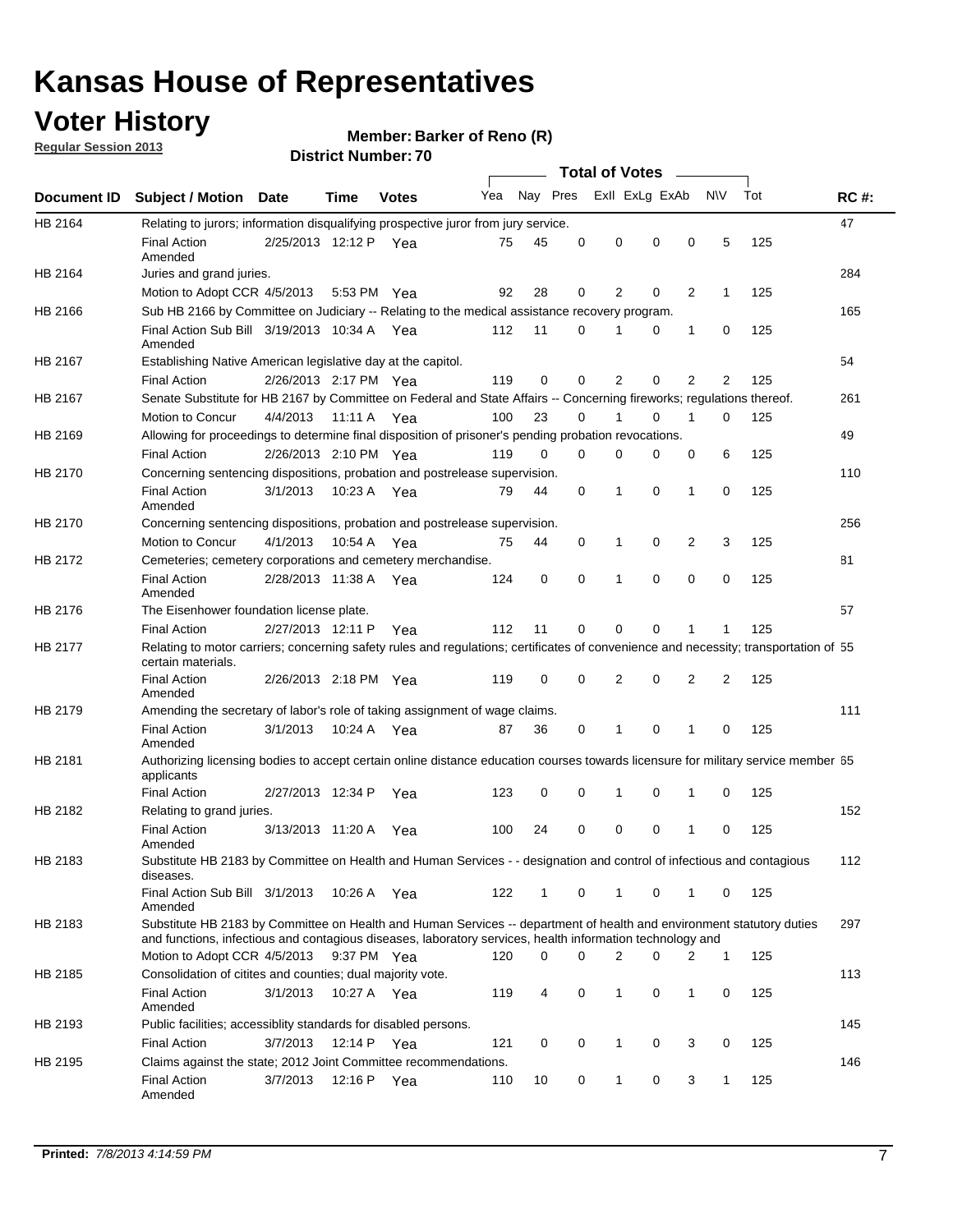# Kansas House of Representatives

## Voter History

**Regular Session 2013**

**Member: Barker of Reno (R)**

**District Number: 70**

| Document ID | Subject / Motion | Date | Time | Votes | Yea | Nay | Pres | ExII | ExLg | ExAb | N\V | Tot | RC #: |
|---|---|---|---|---|---|---|---|---|---|---|---|---|---|
| HB 2164 | Relating to jurors; information disqualifying prospective juror from jury service. | | | | | | | | | | | | 47 |
| | Final Action Amended | 2/25/2013 | 12:12 P | Yea | 75 | 45 | 0 | 0 | 0 | 0 | 5 | 125 | |
| HB 2164 | Juries and grand juries. | | | | | | | | | | | | 284 |
| | Motion to Adopt CCR | 4/5/2013 | 5:53 PM | Yea | 92 | 28 | 0 | 2 | 0 | 2 | 1 | 125 | |
| HB 2166 | Sub HB 2166 by Committee on Judiciary -- Relating to the medical assistance recovery program. | | | | | | | | | | | | 165 |
| | Final Action Sub Bill Amended | 3/19/2013 | 10:34 A | Yea | 112 | 11 | 0 | 1 | 0 | 1 | 0 | 125 | |
| HB 2167 | Establishing Native American legislative day at the capitol. | | | | | | | | | | | | 54 |
| | Final Action | 2/26/2013 | 2:17 PM | Yea | 119 | 0 | 0 | 2 | 0 | 2 | 2 | 125 | |
| HB 2167 | Senate Substitute for HB 2167 by Committee on Federal and State Affairs -- Concerning fireworks; regulations thereof. | | | | | | | | | | | | 261 |
| | Motion to Concur | 4/4/2013 | 11:11 A | Yea | 100 | 23 | 0 | 1 | 0 | 1 | 0 | 125 | |
| HB 2169 | Allowing for proceedings to determine final disposition of prisoner's pending probation revocations. | | | | | | | | | | | | 49 |
| | Final Action | 2/26/2013 | 2:10 PM | Yea | 119 | 0 | 0 | 0 | 0 | 0 | 6 | 125 | |
| HB 2170 | Concerning sentencing dispositions, probation and postrelease supervision. | | | | | | | | | | | | 110 |
| | Final Action Amended | 3/1/2013 | 10:23 A | Yea | 79 | 44 | 0 | 1 | 0 | 1 | 0 | 125 | |
| HB 2170 | Concerning sentencing dispositions, probation and postrelease supervision. | | | | | | | | | | | | 256 |
| | Motion to Concur | 4/1/2013 | 10:54 A | Yea | 75 | 44 | 0 | 1 | 0 | 2 | 3 | 125 | |
| HB 2172 | Cemeteries; cemetery corporations and cemetery merchandise. | | | | | | | | | | | | 81 |
| | Final Action Amended | 2/28/2013 | 11:38 A | Yea | 124 | 0 | 0 | 1 | 0 | 0 | 0 | 125 | |
| HB 2176 | The Eisenhower foundation license plate. | | | | | | | | | | | | 57 |
| | Final Action | 2/27/2013 | 12:11 P | Yea | 112 | 11 | 0 | 0 | 0 | 1 | 1 | 125 | |
| HB 2177 | Relating to motor carriers; concerning safety rules and regulations; certificates of convenience and necessity; transportation of certain materials. | | | | | | | | | | | | 55 |
| | Final Action Amended | 2/26/2013 | 2:18 PM | Yea | 119 | 0 | 0 | 2 | 0 | 2 | 2 | 125 | |
| HB 2179 | Amending the secretary of labor's role of taking assignment of wage claims. | | | | | | | | | | | | 111 |
| | Final Action Amended | 3/1/2013 | 10:24 A | Yea | 87 | 36 | 0 | 1 | 0 | 1 | 0 | 125 | |
| HB 2181 | Authorizing licensing bodies to accept certain online distance education courses towards licensure for military service member applicants | | | | | | | | | | | | 65 |
| | Final Action | 2/27/2013 | 12:34 P | Yea | 123 | 0 | 0 | 1 | 0 | 1 | 0 | 125 | |
| HB 2182 | Relating to grand juries. | | | | | | | | | | | | 152 |
| | Final Action Amended | 3/13/2013 | 11:20 A | Yea | 100 | 24 | 0 | 0 | 0 | 1 | 0 | 125 | |
| HB 2183 | Substitute HB 2183 by Committee on Health and Human Services - - designation and control of infectious and contagious diseases. | | | | | | | | | | | | 112 |
| | Final Action Sub Bill Amended | 3/1/2013 | 10:26 A | Yea | 122 | 1 | 0 | 1 | 0 | 1 | 0 | 125 | |
| HB 2183 | Substitute HB 2183 by Committee on Health and Human Services -- department of health and environment statutory duties and functions, infectious and contagious diseases, laboratory services, health information technology and | | | | | | | | | | | | 297 |
| | Motion to Adopt CCR | 4/5/2013 | 9:37 PM | Yea | 120 | 0 | 0 | 2 | 0 | 2 | 1 | 125 | |
| HB 2185 | Consolidation of citites and counties; dual majority vote. | | | | | | | | | | | | 113 |
| | Final Action Amended | 3/1/2013 | 10:27 A | Yea | 119 | 4 | 0 | 1 | 0 | 1 | 0 | 125 | |
| HB 2193 | Public facilities; accessiblity standards for disabled persons. | | | | | | | | | | | | 145 |
| | Final Action | 3/7/2013 | 12:14 P | Yea | 121 | 0 | 0 | 1 | 0 | 3 | 0 | 125 | |
| HB 2195 | Claims against the state; 2012 Joint Committee recommendations. | | | | | | | | | | | | 146 |
| | Final Action Amended | 3/7/2013 | 12:16 P | Yea | 110 | 10 | 0 | 1 | 0 | 3 | 1 | 125 | |

**Printed:** *7/8/2013 4:14:59 PM*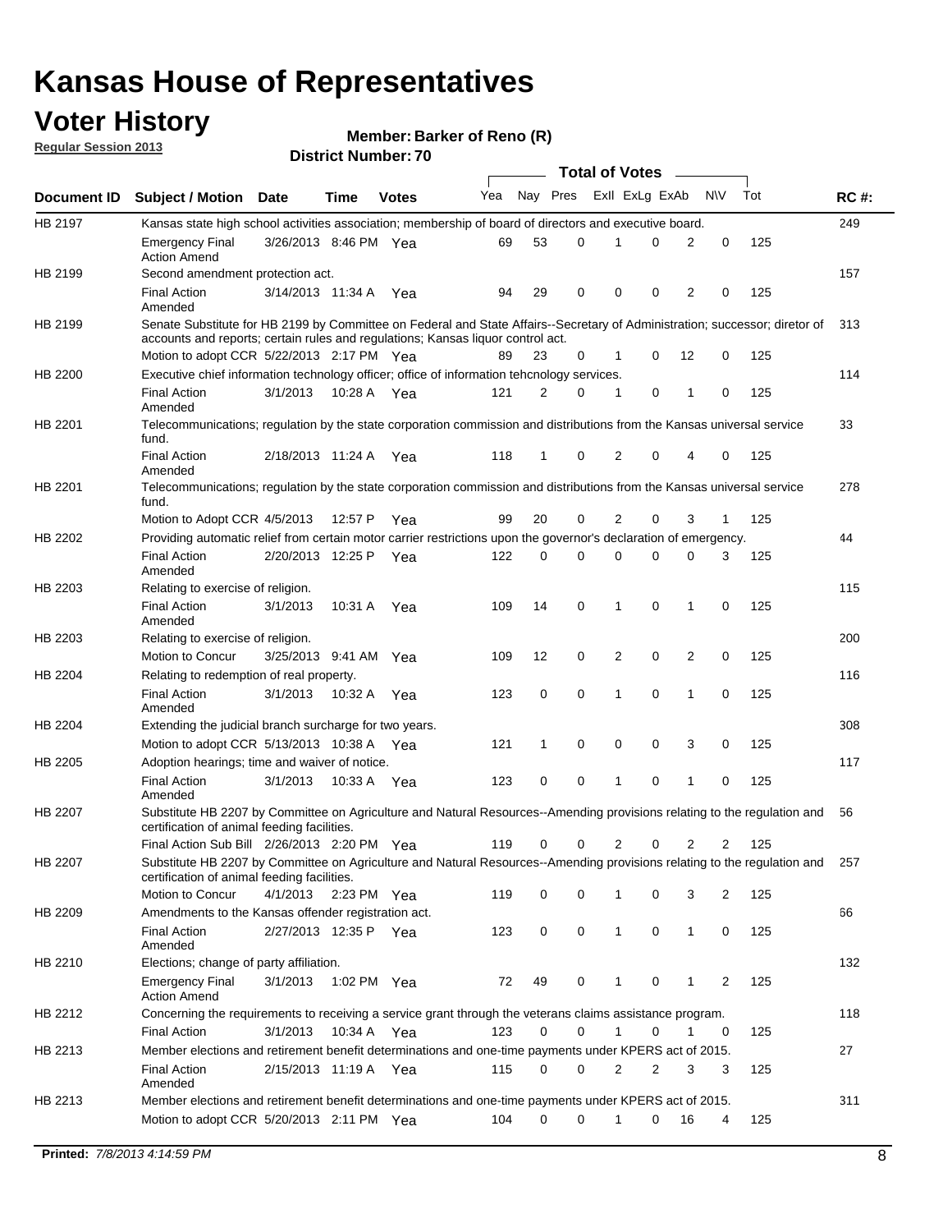# Kansas House of Representatives

## Voter History

**Regular Session 2013**

**Member: Barker of Reno (R)**

**District Number: 70**

| Document ID | Subject / Motion | Date | Time | Votes | Yea | Nay | Pres | ExII | ExLg | ExAb | N\V | Tot | RC #: |
|---|---|---|---|---|---|---|---|---|---|---|---|---|---|
| HB 2197 | Kansas state high school activities association; membership of board of directors and executive board. | | | | | | | | | | | | 249 |
| | Emergency Final Action Amend | 3/26/2013 | 8:46 PM | Yea | 69 | 53 | 0 | 1 | 0 | 2 | 0 | 125 | |
| HB 2199 | Second amendment protection act. | | | | | | | | | | | | 157 |
| | Final Action Amended | 3/14/2013 | 11:34 A | Yea | 94 | 29 | 0 | 0 | 0 | 2 | 0 | 125 | |
| HB 2199 | Senate Substitute for HB 2199 by Committee on Federal and State Affairs--Secretary of Administration; successor; diretor of accounts and reports; certain rules and regulations; Kansas liquor control act. | | | | | | | | | | | | 313 |
| | Motion to adopt CCR | 5/22/2013 | 2:17 PM | Yea | 89 | 23 | 0 | 1 | 0 | 12 | 0 | 125 | |
| HB 2200 | Executive chief information technology officer; office of information tehcnology services. | | | | | | | | | | | | 114 |
| | Final Action Amended | 3/1/2013 | 10:28 A | Yea | 121 | 2 | 0 | 1 | 0 | 1 | 0 | 125 | |
| HB 2201 | Telecommunications; regulation by the state corporation commission and distributions from the Kansas universal service fund. | | | | | | | | | | | | 33 |
| | Final Action Amended | 2/18/2013 | 11:24 A | Yea | 118 | 1 | 0 | 2 | 0 | 4 | 0 | 125 | |
| HB 2201 | Telecommunications; regulation by the state corporation commission and distributions from the Kansas universal service fund. | | | | | | | | | | | | 278 |
| | Motion to Adopt CCR | 4/5/2013 | 12:57 P | Yea | 99 | 20 | 0 | 2 | 0 | 3 | 1 | 125 | |
| HB 2202 | Providing automatic relief from certain motor carrier restrictions upon the governor's declaration of emergency. | | | | | | | | | | | | 44 |
| | Final Action Amended | 2/20/2013 | 12:25 P | Yea | 122 | 0 | 0 | 0 | 0 | 0 | 3 | 125 | |
| HB 2203 | Relating to exercise of religion. | | | | | | | | | | | | 115 |
| | Final Action Amended | 3/1/2013 | 10:31 A | Yea | 109 | 14 | 0 | 1 | 0 | 1 | 0 | 125 | |
| HB 2203 | Relating to exercise of religion. | | | | | | | | | | | | 200 |
| | Motion to Concur | 3/25/2013 | 9:41 AM | Yea | 109 | 12 | 0 | 2 | 0 | 2 | 0 | 125 | |
| HB 2204 | Relating to redemption of real property. | | | | | | | | | | | | 116 |
| | Final Action Amended | 3/1/2013 | 10:32 A | Yea | 123 | 0 | 0 | 1 | 0 | 1 | 0 | 125 | |
| HB 2204 | Extending the judicial branch surcharge for two years. | | | | | | | | | | | | 308 |
| | Motion to adopt CCR | 5/13/2013 | 10:38 A | Yea | 121 | 1 | 0 | 0 | 0 | 3 | 0 | 125 | |
| HB 2205 | Adoption hearings; time and waiver of notice. | | | | | | | | | | | | 117 |
| | Final Action Amended | 3/1/2013 | 10:33 A | Yea | 123 | 0 | 0 | 1 | 0 | 1 | 0 | 125 | |
| HB 2207 | Substitute HB 2207 by Committee on Agriculture and Natural Resources--Amending provisions relating to the regulation and certification of animal feeding facilities. | | | | | | | | | | | | 56 |
| | Final Action Sub Bill | 2/26/2013 | 2:20 PM | Yea | 119 | 0 | 0 | 2 | 0 | 2 | 2 | 125 | |
| HB 2207 | Substitute HB 2207 by Committee on Agriculture and Natural Resources--Amending provisions relating to the regulation and certification of animal feeding facilities. | | | | | | | | | | | | 257 |
| | Motion to Concur | 4/1/2013 | 2:23 PM | Yea | 119 | 0 | 0 | 1 | 0 | 3 | 2 | 125 | |
| HB 2209 | Amendments to the Kansas offender registration act. | | | | | | | | | | | | 66 |
| | Final Action Amended | 2/27/2013 | 12:35 P | Yea | 123 | 0 | 0 | 1 | 0 | 1 | 0 | 125 | |
| HB 2210 | Elections; change of party affiliation. | | | | | | | | | | | | 132 |
| | Emergency Final Action Amend | 3/1/2013 | 1:02 PM | Yea | 72 | 49 | 0 | 1 | 0 | 1 | 2 | 125 | |
| HB 2212 | Concerning the requirements to receiving a service grant through the veterans claims assistance program. | | | | | | | | | | | | 118 |
| | Final Action | 3/1/2013 | 10:34 A | Yea | 123 | 0 | 0 | 1 | 0 | 1 | 0 | 125 | |
| HB 2213 | Member elections and retirement benefit determinations and one-time payments under KPERS act of 2015. | | | | | | | | | | | | 27 |
| | Final Action Amended | 2/15/2013 | 11:19 A | Yea | 115 | 0 | 0 | 2 | 2 | 3 | 3 | 125 | |
| HB 2213 | Member elections and retirement benefit determinations and one-time payments under KPERS act of 2015. | | | | | | | | | | | | 311 |
| | Motion to adopt CCR | 5/20/2013 | 2:11 PM | Yea | 104 | 0 | 0 | 1 | 0 | 16 | 4 | 125 | |

**Printed:** *7/8/2013 4:14:59 PM*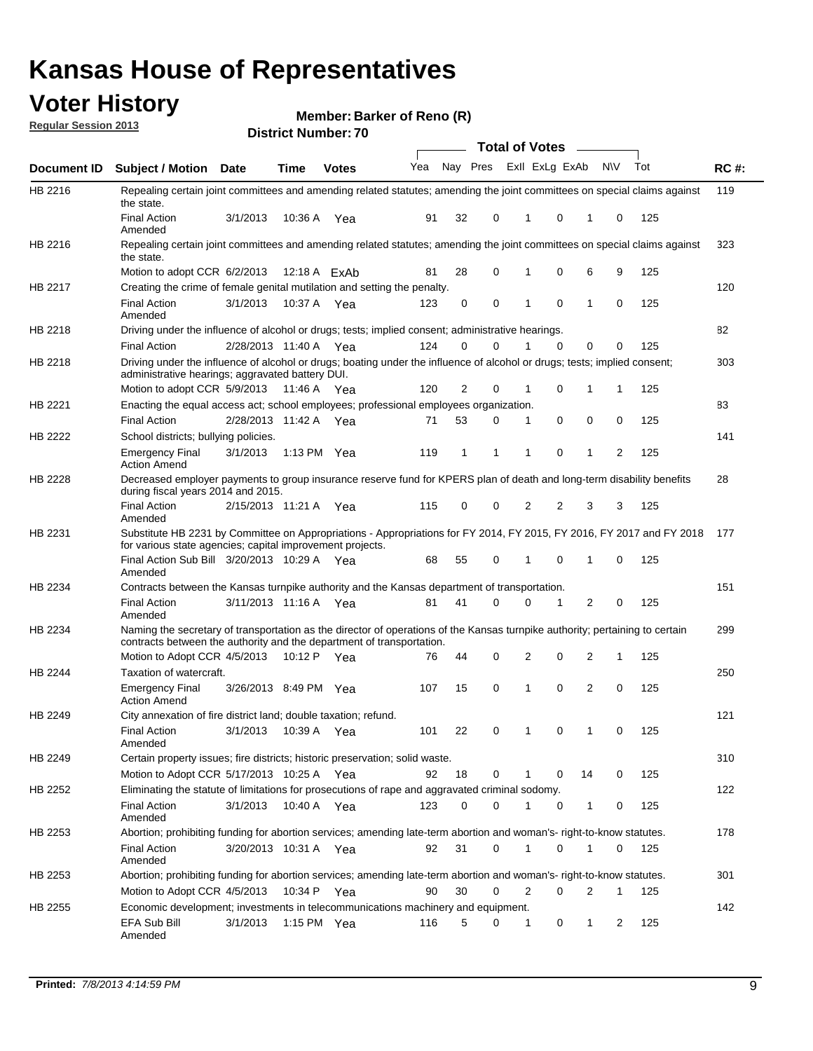# Kansas House of Representatives

## Voter History

**Regular Session 2013**

**Member: Barker of Reno (R)**

**District Number: 70**

| Document ID | Subject / Motion | Date | Time | Votes | Yea | Nay | Pres | ExII | ExLg | ExAb | N\V | Tot | RC #: |
|---|---|---|---|---|---|---|---|---|---|---|---|---|---|
| HB 2216 | Repealing certain joint committees and amending related statutes; amending the joint committees on special claims against the state. | | | | | | | | | | | | 119 |
| | Final Action Amended | 3/1/2013 | 10:36 A | Yea | 91 | 32 | 0 | 1 | 0 | 1 | 0 | 125 | |
| HB 2216 | Repealing certain joint committees and amending related statutes; amending the joint committees on special claims against the state. | | | | | | | | | | | | 323 |
| | Motion to adopt CCR | 6/2/2013 | 12:18 A | ExAb | 81 | 28 | 0 | 1 | 0 | 6 | 9 | 125 | |
| HB 2217 | Creating the crime of female genital mutilation and setting the penalty. | | | | | | | | | | | | 120 |
| | Final Action Amended | 3/1/2013 | 10:37 A | Yea | 123 | 0 | 0 | 1 | 0 | 1 | 0 | 125 | |
| HB 2218 | Driving under the influence of alcohol or drugs; tests; implied consent; administrative hearings. | | | | | | | | | | | | 82 |
| | Final Action | 2/28/2013 | 11:40 A | Yea | 124 | 0 | 0 | 1 | 0 | 0 | 0 | 125 | |
| HB 2218 | Driving under the influence of alcohol or drugs; boating under the influence of alcohol or drugs; tests; implied consent; administrative hearings; aggravated battery DUI. | | | | | | | | | | | | 303 |
| | Motion to adopt CCR | 5/9/2013 | 11:46 A | Yea | 120 | 2 | 0 | 1 | 0 | 1 | 1 | 125 | |
| HB 2221 | Enacting the equal access act; school employees; professional employees organization. | | | | | | | | | | | | 83 |
| | Final Action | 2/28/2013 | 11:42 A | Yea | 71 | 53 | 0 | 1 | 0 | 0 | 0 | 125 | |
| HB 2222 | School districts; bullying policies. | | | | | | | | | | | | 141 |
| | Emergency Final Action Amend | 3/1/2013 | 1:13 PM | Yea | 119 | 1 | 1 | 1 | 0 | 1 | 2 | 125 | |
| HB 2228 | Decreased employer payments to group insurance reserve fund for KPERS plan of death and long-term disability benefits during fiscal years 2014 and 2015. | | | | | | | | | | | | 28 |
| | Final Action Amended | 2/15/2013 | 11:21 A | Yea | 115 | 0 | 0 | 2 | 2 | 3 | 3 | 125 | |
| HB 2231 | Substitute HB 2231 by Committee on Appropriations - Appropriations for FY 2014, FY 2015, FY 2016, FY 2017 and FY 2018 for various state agencies; capital improvement projects. | | | | | | | | | | | | 177 |
| | Final Action Sub Bill Amended | 3/20/2013 | 10:29 A | Yea | 68 | 55 | 0 | 1 | 0 | 1 | 0 | 125 | |
| HB 2234 | Contracts between the Kansas turnpike authority and the Kansas department of transportation. | | | | | | | | | | | | 151 |
| | Final Action Amended | 3/11/2013 | 11:16 A | Yea | 81 | 41 | 0 | 0 | 1 | 2 | 0 | 125 | |
| HB 2234 | Naming the secretary of transportation as the director of operations of the Kansas turnpike authority; pertaining to certain contracts between the authority and the department of transportation. | | | | | | | | | | | | 299 |
| | Motion to Adopt CCR | 4/5/2013 | 10:12 P | Yea | 76 | 44 | 0 | 2 | 0 | 2 | 1 | 125 | |
| HB 2244 | Taxation of watercraft. | | | | | | | | | | | | 250 |
| | Emergency Final Action Amend | 3/26/2013 | 8:49 PM | Yea | 107 | 15 | 0 | 1 | 0 | 2 | 0 | 125 | |
| HB 2249 | City annexation of fire district land; double taxation; refund. | | | | | | | | | | | | 121 |
| | Final Action Amended | 3/1/2013 | 10:39 A | Yea | 101 | 22 | 0 | 1 | 0 | 1 | 0 | 125 | |
| HB 2249 | Certain property issues; fire districts; historic preservation; solid waste. | | | | | | | | | | | | 310 |
| | Motion to Adopt CCR | 5/17/2013 | 10:25 A | Yea | 92 | 18 | 0 | 1 | 0 | 14 | 0 | 125 | |
| HB 2252 | Eliminating the statute of limitations for prosecutions of rape and aggravated criminal sodomy. | | | | | | | | | | | | 122 |
| | Final Action Amended | 3/1/2013 | 10:40 A | Yea | 123 | 0 | 0 | 1 | 0 | 1 | 0 | 125 | |
| HB 2253 | Abortion; prohibiting funding for abortion services; amending late-term abortion and woman's- right-to-know statutes. | | | | | | | | | | | | 178 |
| | Final Action Amended | 3/20/2013 | 10:31 A | Yea | 92 | 31 | 0 | 1 | 0 | 1 | 0 | 125 | |
| HB 2253 | Abortion; prohibiting funding for abortion services; amending late-term abortion and woman's- right-to-know statutes. | | | | | | | | | | | | 301 |
| | Motion to Adopt CCR | 4/5/2013 | 10:34 P | Yea | 90 | 30 | 0 | 2 | 0 | 2 | 1 | 125 | |
| HB 2255 | Economic development; investments in telecommunications machinery and equipment. | | | | | | | | | | | | 142 |
| | EFA Sub Bill Amended | 3/1/2013 | 1:15 PM | Yea | 116 | 5 | 0 | 1 | 0 | 1 | 2 | 125 | |

**Printed:** *7/8/2013 4:14:59 PM*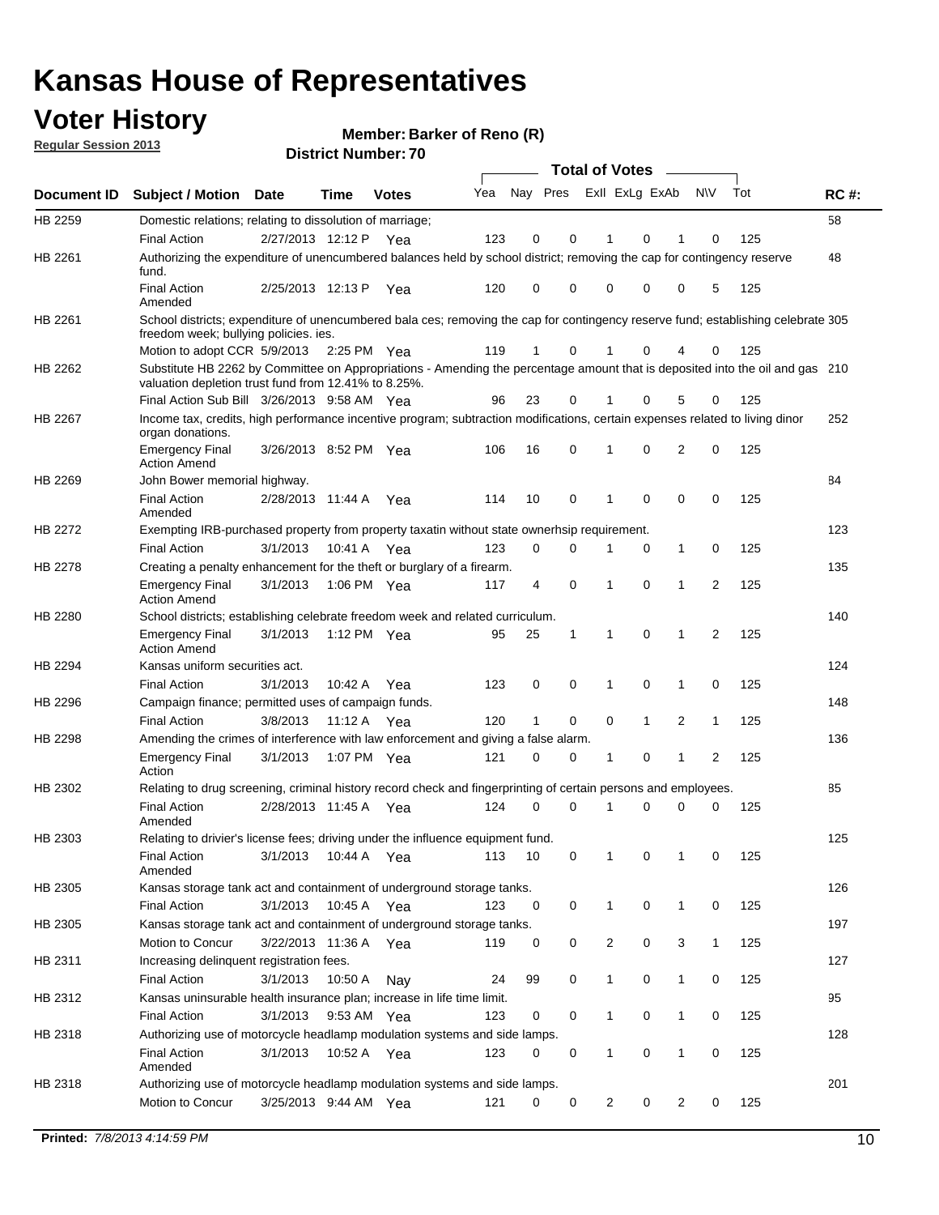# Kansas House of Representatives

## Voter History

**Regular Session 2013**

**Member: Barker of Reno (R)**

**District Number: 70**

| Document ID | Subject / Motion | Date | Time | Votes | Yea | Nay | Pres | ExII | ExLg | ExAb | N\V | Tot | RC #: |
|---|---|---|---|---|---|---|---|---|---|---|---|---|---|
| HB 2259 | Domestic relations; relating to dissolution of marriage; | | | | | | | | | | | | 58 |
| | Final Action | 2/27/2013 | 12:12 P | Yea | 123 | 0 | 0 | 1 | 0 | 1 | 0 | 125 | |
| HB 2261 | Authorizing the expenditure of unencumbered balances held by school district; removing the cap for contingency reserve fund. | | | | | | | | | | | | 48 |
| | Final Action Amended | 2/25/2013 | 12:13 P | Yea | 120 | 0 | 0 | 0 | 0 | 0 | 5 | 125 | |
| HB 2261 | School districts; expenditure of unencumbered bala ces; removing the cap for contingency reserve fund; establishing celebrate freedom week; bullying policies. ies. | | | | | | | | | | | | 305 |
| | Motion to adopt CCR | 5/9/2013 | 2:25 PM | Yea | 119 | 1 | 0 | 1 | 0 | 4 | 0 | 125 | |
| HB 2262 | Substitute HB 2262 by Committee on Appropriations - Amending the percentage amount that is deposited into the oil and gas valuation depletion trust fund from 12.41% to 8.25%. | | | | | | | | | | | | 210 |
| | Final Action Sub Bill | 3/26/2013 | 9:58 AM | Yea | 96 | 23 | 0 | 1 | 0 | 5 | 0 | 125 | |
| HB 2267 | Income tax, credits, high performance incentive program; subtraction modifications, certain expenses related to living dinor organ donations. | | | | | | | | | | | | 252 |
| | Emergency Final Action Amend | 3/26/2013 | 8:52 PM | Yea | 106 | 16 | 0 | 1 | 0 | 2 | 0 | 125 | |
| HB 2269 | John Bower memorial highway. | | | | | | | | | | | | 84 |
| | Final Action Amended | 2/28/2013 | 11:44 A | Yea | 114 | 10 | 0 | 1 | 0 | 0 | 0 | 125 | |
| HB 2272 | Exempting IRB-purchased property from property taxatin without state ownerhsip requirement. | | | | | | | | | | | | 123 |
| | Final Action | 3/1/2013 | 10:41 A | Yea | 123 | 0 | 0 | 1 | 0 | 1 | 0 | 125 | |
| HB 2278 | Creating a penalty enhancement for the theft or burglary of a firearm. | | | | | | | | | | | | 135 |
| | Emergency Final Action Amend | 3/1/2013 | 1:06 PM | Yea | 117 | 4 | 0 | 1 | 0 | 1 | 2 | 125 | |
| HB 2280 | School districts; establishing celebrate freedom week and related curriculum. | | | | | | | | | | | | 140 |
| | Emergency Final Action Amend | 3/1/2013 | 1:12 PM | Yea | 95 | 25 | 1 | 1 | 0 | 1 | 2 | 125 | |
| HB 2294 | Kansas uniform securities act. | | | | | | | | | | | | 124 |
| | Final Action | 3/1/2013 | 10:42 A | Yea | 123 | 0 | 0 | 1 | 0 | 1 | 0 | 125 | |
| HB 2296 | Campaign finance; permitted uses of campaign funds. | | | | | | | | | | | | 148 |
| | Final Action | 3/8/2013 | 11:12 A | Yea | 120 | 1 | 0 | 0 | 1 | 2 | 1 | 125 | |
| HB 2298 | Amending the crimes of interference with law enforcement and giving a false alarm. | | | | | | | | | | | | 136 |
| | Emergency Final Action | 3/1/2013 | 1:07 PM | Yea | 121 | 0 | 0 | 1 | 0 | 1 | 2 | 125 | |
| HB 2302 | Relating to drug screening, criminal history record check and fingerprinting of certain persons and employees. | | | | | | | | | | | | 85 |
| | Final Action Amended | 2/28/2013 | 11:45 A | Yea | 124 | 0 | 0 | 1 | 0 | 0 | 0 | 125 | |
| HB 2303 | Relating to drivier's license fees; driving under the influence equipment fund. | | | | | | | | | | | | 125 |
| | Final Action Amended | 3/1/2013 | 10:44 A | Yea | 113 | 10 | 0 | 1 | 0 | 1 | 0 | 125 | |
| HB 2305 | Kansas storage tank act and containment of underground storage tanks. | | | | | | | | | | | | 126 |
| | Final Action | 3/1/2013 | 10:45 A | Yea | 123 | 0 | 0 | 1 | 0 | 1 | 0 | 125 | |
| HB 2305 | Kansas storage tank act and containment of underground storage tanks. | | | | | | | | | | | | 197 |
| | Motion to Concur | 3/22/2013 | 11:36 A | Yea | 119 | 0 | 0 | 2 | 0 | 3 | 1 | 125 | |
| HB 2311 | Increasing delinquent registration fees. | | | | | | | | | | | | 127 |
| | Final Action | 3/1/2013 | 10:50 A | Nay | 24 | 99 | 0 | 1 | 0 | 1 | 0 | 125 | |
| HB 2312 | Kansas uninsurable health insurance plan; increase in life time limit. | | | | | | | | | | | | 95 |
| | Final Action | 3/1/2013 | 9:53 AM | Yea | 123 | 0 | 0 | 1 | 0 | 1 | 0 | 125 | |
| HB 2318 | Authorizing use of motorcycle headlamp modulation systems and side lamps. | | | | | | | | | | | | 128 |
| | Final Action Amended | 3/1/2013 | 10:52 A | Yea | 123 | 0 | 0 | 1 | 0 | 1 | 0 | 125 | |
| HB 2318 | Authorizing use of motorcycle headlamp modulation systems and side lamps. | | | | | | | | | | | | 201 |
| | Motion to Concur | 3/25/2013 | 9:44 AM | Yea | 121 | 0 | 0 | 2 | 0 | 2 | 0 | 125 | |

**Printed:** *7/8/2013 4:14:59 PM*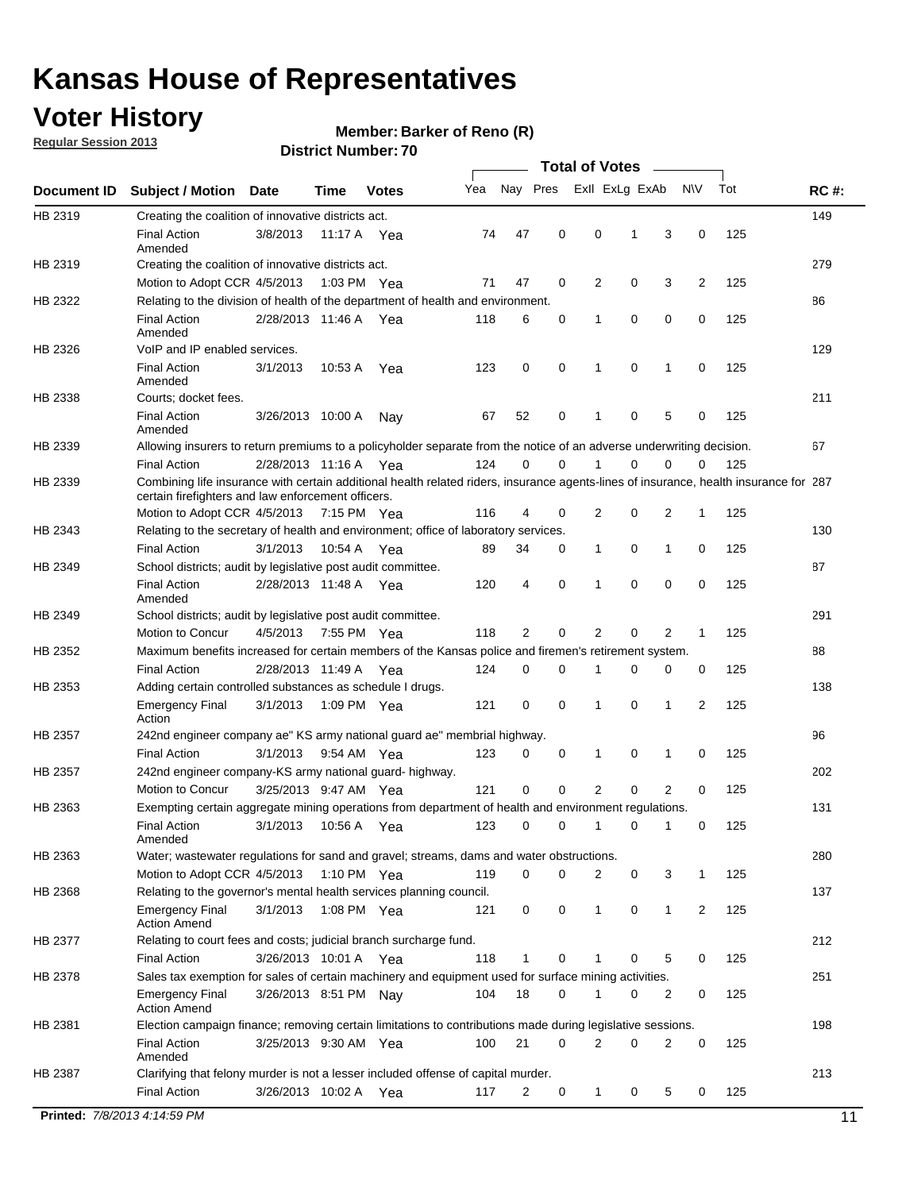# Kansas House of Representatives

## Voter History

**Regular Session 2013**

**Member: Barker of Reno (R)**

**District Number: 70**

| Document ID | Subject / Motion | Date | Time | Votes | Yea | Nay | Pres | ExII | ExLg | ExAb | N\V | Tot | RC #: |
|---|---|---|---|---|---|---|---|---|---|---|---|---|---|
| HB 2319 | Creating the coalition of innovative districts act. | | | | | | | | | | | | 149 |
| | Final Action Amended | 3/8/2013 | 11:17 A | Yea | 74 | 47 | 0 | 0 | 1 | 3 | 0 | 125 | |
| HB 2319 | Creating the coalition of innovative districts act. | | | | | | | | | | | | 279 |
| | Motion to Adopt CCR | 4/5/2013 | 1:03 PM | Yea | 71 | 47 | 0 | 2 | 0 | 3 | 2 | 125 | |
| HB 2322 | Relating to the division of health of the department of health and environment. | | | | | | | | | | | | 86 |
| | Final Action Amended | 2/28/2013 | 11:46 A | Yea | 118 | 6 | 0 | 1 | 0 | 0 | 0 | 125 | |
| HB 2326 | VoIP and IP enabled services. | | | | | | | | | | | | 129 |
| | Final Action Amended | 3/1/2013 | 10:53 A | Yea | 123 | 0 | 0 | 1 | 0 | 1 | 0 | 125 | |
| HB 2338 | Courts; docket fees. | | | | | | | | | | | | 211 |
| | Final Action Amended | 3/26/2013 | 10:00 A | Nay | 67 | 52 | 0 | 1 | 0 | 5 | 0 | 125 | |
| HB 2339 | Allowing insurers to return premiums to a policyholder separate from the notice of an adverse underwriting decision. | | | | | | | | | | | | 67 |
| | Final Action | 2/28/2013 | 11:16 A | Yea | 124 | 0 | 0 | 1 | 0 | 0 | 0 | 125 | |
| HB 2339 | Combining life insurance with certain additional health related riders, insurance agents-lines of insurance, health insurance for certain firefighters and law enforcement officers. | | | | | | | | | | | | 287 |
| | Motion to Adopt CCR | 4/5/2013 | 7:15 PM | Yea | 116 | 4 | 0 | 2 | 0 | 2 | 1 | 125 | |
| HB 2343 | Relating to the secretary of health and environment; office of laboratory services. | | | | | | | | | | | | 130 |
| | Final Action | 3/1/2013 | 10:54 A | Yea | 89 | 34 | 0 | 1 | 0 | 1 | 0 | 125 | |
| HB 2349 | School districts; audit by legislative post audit committee. | | | | | | | | | | | | 87 |
| | Final Action Amended | 2/28/2013 | 11:48 A | Yea | 120 | 4 | 0 | 1 | 0 | 0 | 0 | 125 | |
| HB 2349 | School districts; audit by legislative post audit committee. | | | | | | | | | | | | 291 |
| | Motion to Concur | 4/5/2013 | 7:55 PM | Yea | 118 | 2 | 0 | 2 | 0 | 2 | 1 | 125 | |
| HB 2352 | Maximum benefits increased for certain members of the Kansas police and firemen's retirement system. | | | | | | | | | | | | 88 |
| | Final Action | 2/28/2013 | 11:49 A | Yea | 124 | 0 | 0 | 1 | 0 | 0 | 0 | 125 | |
| HB 2353 | Adding certain controlled substances as schedule I drugs. | | | | | | | | | | | | 138 |
| | Emergency Final Action | 3/1/2013 | 1:09 PM | Yea | 121 | 0 | 0 | 1 | 0 | 1 | 2 | 125 | |
| HB 2357 | 242nd engineer company ae" KS army national guard ae" membrial highway. | | | | | | | | | | | | 96 |
| | Final Action | 3/1/2013 | 9:54 AM | Yea | 123 | 0 | 0 | 1 | 0 | 1 | 0 | 125 | |
| HB 2357 | 242nd engineer company-KS army national guard- highway. | | | | | | | | | | | | 202 |
| | Motion to Concur | 3/25/2013 | 9:47 AM | Yea | 121 | 0 | 0 | 2 | 0 | 2 | 0 | 125 | |
| HB 2363 | Exempting certain aggregate mining operations from department of health and environment regulations. | | | | | | | | | | | | 131 |
| | Final Action Amended | 3/1/2013 | 10:56 A | Yea | 123 | 0 | 0 | 1 | 0 | 1 | 0 | 125 | |
| HB 2363 | Water; wastewater regulations for sand and gravel; streams, dams and water obstructions. | | | | | | | | | | | | 280 |
| | Motion to Adopt CCR | 4/5/2013 | 1:10 PM | Yea | 119 | 0 | 0 | 2 | 0 | 3 | 1 | 125 | |
| HB 2368 | Relating to the governor's mental health services planning council. | | | | | | | | | | | | 137 |
| | Emergency Final Action Amend | 3/1/2013 | 1:08 PM | Yea | 121 | 0 | 0 | 1 | 0 | 1 | 2 | 125 | |
| HB 2377 | Relating to court fees and costs; judicial branch surcharge fund. | | | | | | | | | | | | 212 |
| | Final Action | 3/26/2013 | 10:01 A | Yea | 118 | 1 | 0 | 1 | 0 | 5 | 0 | 125 | |
| HB 2378 | Sales tax exemption for sales of certain machinery and equipment used for surface mining activities. | | | | | | | | | | | | 251 |
| | Emergency Final Action Amend | 3/26/2013 | 8:51 PM | Nay | 104 | 18 | 0 | 1 | 0 | 2 | 0 | 125 | |
| HB 2381 | Election campaign finance; removing certain limitations to contributions made during legislative sessions. | | | | | | | | | | | | 198 |
| | Final Action Amended | 3/25/2013 | 9:30 AM | Yea | 100 | 21 | 0 | 2 | 0 | 2 | 0 | 125 | |
| HB 2387 | Clarifying that felony murder is not a lesser included offense of capital murder. | | | | | | | | | | | | 213 |
| | Final Action | 3/26/2013 | 10:02 A | Yea | 117 | 2 | 0 | 1 | 0 | 5 | 0 | 125 | |

**Printed:** 7/8/2013 4:14:59 PM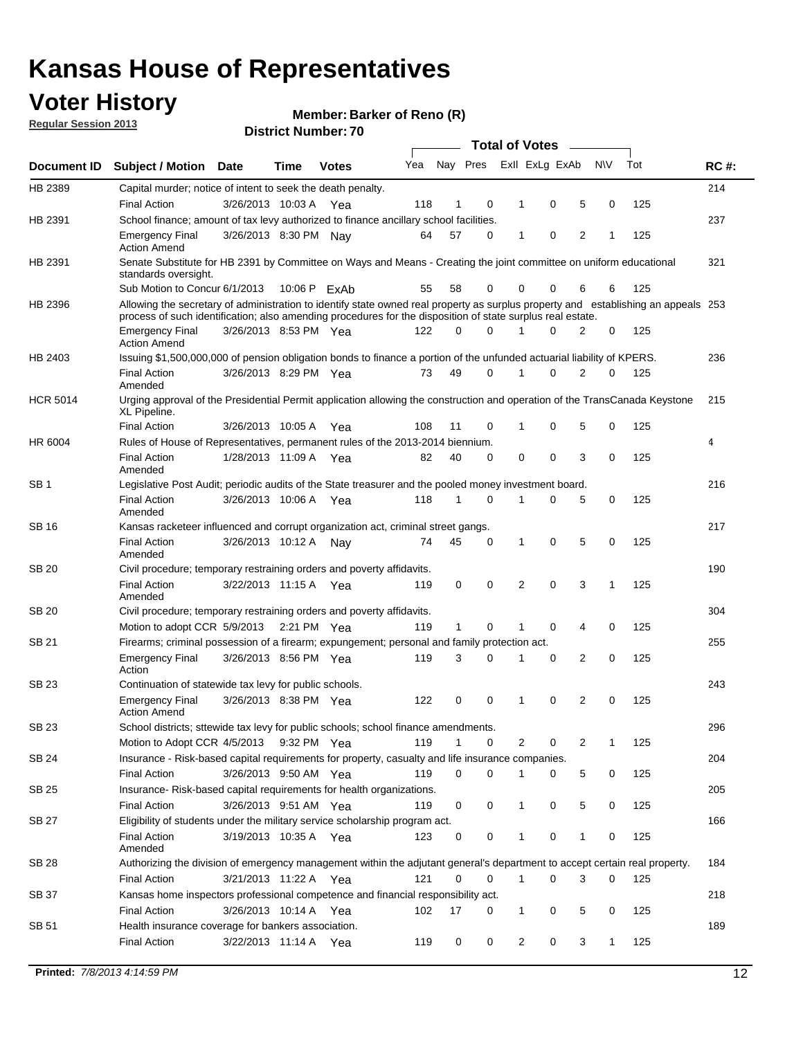# Kansas House of Representatives

## Voter History

**Regular Session 2013**

**Member: Barker of Reno (R)**

**District Number: 70**

| Document ID | Subject / Motion | Date | Time | Votes | Yea | Nay | Pres | ExII | ExLg | ExAb | N\V | Tot | RC #: |
|---|---|---|---|---|---|---|---|---|---|---|---|---|---|
| HB 2389 | Capital murder; notice of intent to seek the death penalty. | | | | | | | | | | | | 214 |
| | Final Action | 3/26/2013 | 10:03 A | Yea | 118 | 1 | 0 | 1 | 0 | 5 | 0 | 125 | |
| HB 2391 | School finance; amount of tax levy authorized to finance ancillary school facilities. | | | | | | | | | | | | 237 |
| | Emergency Final Action Amend | 3/26/2013 | 8:30 PM | Nay | 64 | 57 | 0 | 1 | 0 | 2 | 1 | 125 | |
| HB 2391 | Senate Substitute for HB 2391 by Committee on Ways and Means - Creating the joint committee on uniform educational standards oversight. | | | | | | | | | | | | 321 |
| | Sub Motion to Concur | 6/1/2013 | 10:06 P | ExAb | 55 | 58 | 0 | 0 | 0 | 6 | 6 | 125 | |
| HB 2396 | Allowing the secretary of administration to identify state owned real property as surplus property and establishing an appeals process of such identification; also amending procedures for the disposition of state surplus real estate. | | | | | | | | | | | | 253 |
| | Emergency Final Action Amend | 3/26/2013 | 8:53 PM | Yea | 122 | 0 | 0 | 1 | 0 | 2 | 0 | 125 | |
| HB 2403 | Issuing $1,500,000,000 of pension obligation bonds to finance a portion of the unfunded actuarial liability of KPERS. | | | | | | | | | | | | 236 |
| | Final Action Amended | 3/26/2013 | 8:29 PM | Yea | 73 | 49 | 0 | 1 | 0 | 2 | 0 | 125 | |
| HCR 5014 | Urging approval of the Presidential Permit application allowing the construction and operation of the TransCanada Keystone XL Pipeline. | | | | | | | | | | | | 215 |
| | Final Action | 3/26/2013 | 10:05 A | Yea | 108 | 11 | 0 | 1 | 0 | 5 | 0 | 125 | |
| HR 6004 | Rules of House of Representatives, permanent rules of the 2013-2014 biennium. | | | | | | | | | | | | 4 |
| | Final Action Amended | 1/28/2013 | 11:09 A | Yea | 82 | 40 | 0 | 0 | 0 | 3 | 0 | 125 | |
| SB 1 | Legislative Post Audit; periodic audits of the State treasurer and the pooled money investment board. | | | | | | | | | | | | 216 |
| | Final Action Amended | 3/26/2013 | 10:06 A | Yea | 118 | 1 | 0 | 1 | 0 | 5 | 0 | 125 | |
| SB 16 | Kansas racketeer influenced and corrupt organization act, criminal street gangs. | | | | | | | | | | | | 217 |
| | Final Action Amended | 3/26/2013 | 10:12 A | Nay | 74 | 45 | 0 | 1 | 0 | 5 | 0 | 125 | |
| SB 20 | Civil procedure; temporary restraining orders and poverty affidavits. | | | | | | | | | | | | 190 |
| | Final Action Amended | 3/22/2013 | 11:15 A | Yea | 119 | 0 | 0 | 2 | 0 | 3 | 1 | 125 | |
| SB 20 | Civil procedure; temporary restraining orders and poverty affidavits. | | | | | | | | | | | | 304 |
| | Motion to adopt CCR | 5/9/2013 | 2:21 PM | Yea | 119 | 1 | 0 | 1 | 0 | 4 | 0 | 125 | |
| SB 21 | Firearms; criminal possession of a firearm; expungement; personal and family protection act. | | | | | | | | | | | | 255 |
| | Emergency Final Action | 3/26/2013 | 8:56 PM | Yea | 119 | 3 | 0 | 1 | 0 | 2 | 0 | 125 | |
| SB 23 | Continuation of statewide tax levy for public schools. | | | | | | | | | | | | 243 |
| | Emergency Final Action Amend | 3/26/2013 | 8:38 PM | Yea | 122 | 0 | 0 | 1 | 0 | 2 | 0 | 125 | |
| SB 23 | School districts; sttewide tax levy for public schools; school finance amendments. | | | | | | | | | | | | 296 |
| | Motion to Adopt CCR | 4/5/2013 | 9:32 PM | Yea | 119 | 1 | 0 | 2 | 0 | 2 | 1 | 125 | |
| SB 24 | Insurance - Risk-based capital requirements for property, casualty and life insurance companies. | | | | | | | | | | | | 204 |
| | Final Action | 3/26/2013 | 9:50 AM | Yea | 119 | 0 | 0 | 1 | 0 | 5 | 0 | 125 | |
| SB 25 | Insurance- Risk-based capital requirements for health organizations. | | | | | | | | | | | | 205 |
| | Final Action | 3/26/2013 | 9:51 AM | Yea | 119 | 0 | 0 | 1 | 0 | 5 | 0 | 125 | |
| SB 27 | Eligibility of students under the military service scholarship program act. | | | | | | | | | | | | 166 |
| | Final Action Amended | 3/19/2013 | 10:35 A | Yea | 123 | 0 | 0 | 1 | 0 | 1 | 0 | 125 | |
| SB 28 | Authorizing the division of emergency management within the adjutant general's department to accept certain real property. | | | | | | | | | | | | 184 |
| | Final Action | 3/21/2013 | 11:22 A | Yea | 121 | 0 | 0 | 1 | 0 | 3 | 0 | 125 | |
| SB 37 | Kansas home inspectors professional competence and financial responsibility act. | | | | | | | | | | | | 218 |
| | Final Action | 3/26/2013 | 10:14 A | Yea | 102 | 17 | 0 | 1 | 0 | 5 | 0 | 125 | |
| SB 51 | Health insurance coverage for bankers association. | | | | | | | | | | | | 189 |
| | Final Action | 3/22/2013 | 11:14 A | Yea | 119 | 0 | 0 | 2 | 0 | 3 | 1 | 125 | |

**Printed:** *7/8/2013 4:14:59 PM*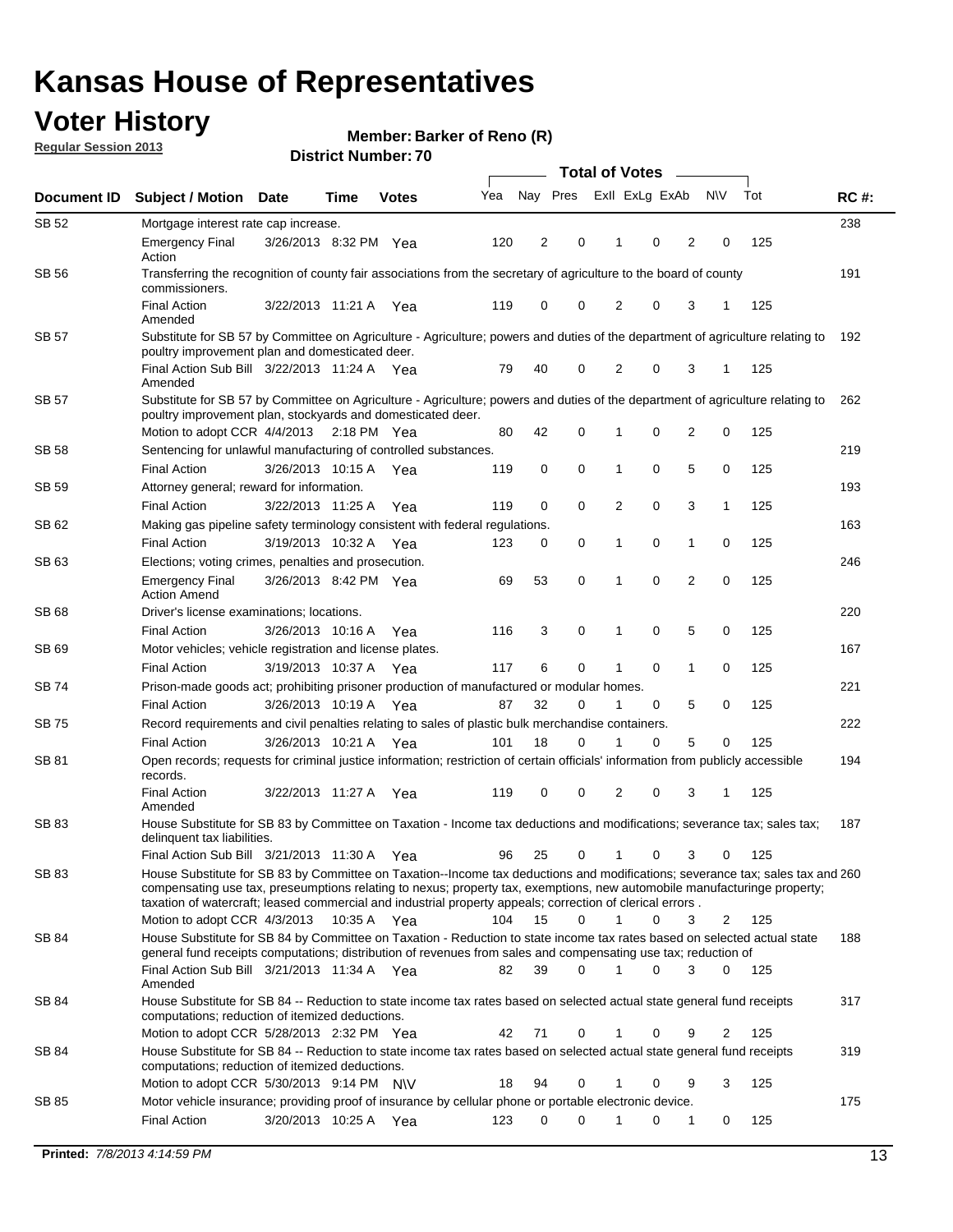# Kansas House of Representatives

## Voter History

**Regular Session 2013**

**Member: Barker of Reno (R)**

**District Number: 70**

| Document ID | Subject / Motion | Date | Time | Votes | Yea | Nay | Pres | ExII | ExLg | ExAb | N\V | Tot | RC #: |
|---|---|---|---|---|---|---|---|---|---|---|---|---|---|
| SB 52 | Mortgage interest rate cap increase. | | | | | | | | | | | | 238 |
| | Emergency Final Action | 3/26/2013 | 8:32 PM | Yea | 120 | 2 | 0 | 1 | 0 | 2 | 0 | 125 | |
| SB 56 | Transferring the recognition of county fair associations from the secretary of agriculture to the board of county commissioners. | | | | | | | | | | | | 191 |
| | Final Action Amended | 3/22/2013 | 11:21 A | Yea | 119 | 0 | 0 | 2 | 0 | 3 | 1 | 125 | |
| SB 57 | Substitute for SB 57 by Committee on Agriculture - Agriculture; powers and duties of the department of agriculture relating to poultry improvement plan and domesticated deer. | | | | | | | | | | | | 192 |
| | Final Action Sub Bill Amended | 3/22/2013 | 11:24 A | Yea | 79 | 40 | 0 | 2 | 0 | 3 | 1 | 125 | |
| SB 57 | Substitute for SB 57 by Committee on Agriculture - Agriculture; powers and duties of the department of agriculture relating to poultry improvement plan, stockyards and domesticated deer. | | | | | | | | | | | | 262 |
| | Motion to adopt CCR | 4/4/2013 | 2:18 PM | Yea | 80 | 42 | 0 | 1 | 0 | 2 | 0 | 125 | |
| SB 58 | Sentencing for unlawful manufacturing of controlled substances. | | | | | | | | | | | | 219 |
| | Final Action | 3/26/2013 | 10:15 A | Yea | 119 | 0 | 0 | 1 | 0 | 5 | 0 | 125 | |
| SB 59 | Attorney general; reward for information. | | | | | | | | | | | | 193 |
| | Final Action | 3/22/2013 | 11:25 A | Yea | 119 | 0 | 0 | 2 | 0 | 3 | 1 | 125 | |
| SB 62 | Making gas pipeline safety terminology consistent with federal regulations. | | | | | | | | | | | | 163 |
| | Final Action | 3/19/2013 | 10:32 A | Yea | 123 | 0 | 0 | 1 | 0 | 1 | 0 | 125 | |
| SB 63 | Elections; voting crimes, penalties and prosecution. | | | | | | | | | | | | 246 |
| | Emergency Final Action Amend | 3/26/2013 | 8:42 PM | Yea | 69 | 53 | 0 | 1 | 0 | 2 | 0 | 125 | |
| SB 68 | Driver's license examinations; locations. | | | | | | | | | | | | 220 |
| | Final Action | 3/26/2013 | 10:16 A | Yea | 116 | 3 | 0 | 1 | 0 | 5 | 0 | 125 | |
| SB 69 | Motor vehicles; vehicle registration and license plates. | | | | | | | | | | | | 167 |
| | Final Action | 3/19/2013 | 10:37 A | Yea | 117 | 6 | 0 | 1 | 0 | 1 | 0 | 125 | |
| SB 74 | Prison-made goods act; prohibiting prisoner production of manufactured or modular homes. | | | | | | | | | | | | 221 |
| | Final Action | 3/26/2013 | 10:19 A | Yea | 87 | 32 | 0 | 1 | 0 | 5 | 0 | 125 | |
| SB 75 | Record requirements and civil penalties relating to sales of plastic bulk merchandise containers. | | | | | | | | | | | | 222 |
| | Final Action | 3/26/2013 | 10:21 A | Yea | 101 | 18 | 0 | 1 | 0 | 5 | 0 | 125 | |
| SB 81 | Open records; requests for criminal justice information; restriction of certain officials' information from publicly accessible records. | | | | | | | | | | | | 194 |
| | Final Action Amended | 3/22/2013 | 11:27 A | Yea | 119 | 0 | 0 | 2 | 0 | 3 | 1 | 125 | |
| SB 83 | House Substitute for SB 83 by Committee on Taxation - Income tax deductions and modifications; severance tax; sales tax; delinquent tax liabilities. | | | | | | | | | | | | 187 |
| | Final Action Sub Bill | 3/21/2013 | 11:30 A | Yea | 96 | 25 | 0 | 1 | 0 | 3 | 0 | 125 | |
| SB 83 | House Substitute for SB 83 by Committee on Taxation--Income tax deductions and modifications; severance tax; sales tax and compensating use tax, preseumptions relating to nexus; property tax, exemptions, new automobile manufacturinge property; taxation of watercraft; leased commercial and industrial property appeals; correction of clerical errors . | | | | | | | | | | | | 260 |
| | Motion to adopt CCR | 4/3/2013 | 10:35 A | Yea | 104 | 15 | 0 | 1 | 0 | 3 | 2 | 125 | |
| SB 84 | House Substitute for SB 84 by Committee on Taxation - Reduction to state income tax rates based on selected actual state general fund receipts computations; distribution of revenues from sales and compensating use tax; reduction of | | | | | | | | | | | | 188 |
| | Final Action Sub Bill Amended | 3/21/2013 | 11:34 A | Yea | 82 | 39 | 0 | 1 | 0 | 3 | 0 | 125 | |
| SB 84 | House Substitute for SB 84 -- Reduction to state income tax rates based on selected actual state general fund receipts computations; reduction of itemized deductions. | | | | | | | | | | | | 317 |
| | Motion to adopt CCR | 5/28/2013 | 2:32 PM | Yea | 42 | 71 | 0 | 1 | 0 | 9 | 2 | 125 | |
| SB 84 | House Substitute for SB 84 -- Reduction to state income tax rates based on selected actual state general fund receipts computations; reduction of itemized deductions. | | | | | | | | | | | | 319 |
| | Motion to adopt CCR | 5/30/2013 | 9:14 PM | N\V | 18 | 94 | 0 | 1 | 0 | 9 | 3 | 125 | |
| SB 85 | Motor vehicle insurance; providing proof of insurance by cellular phone or portable electronic device. | | | | | | | | | | | | 175 |
| | Final Action | 3/20/2013 | 10:25 A | Yea | 123 | 0 | 0 | 1 | 0 | 1 | 0 | 125 | |

**Printed:** *7/8/2013 4:14:59 PM*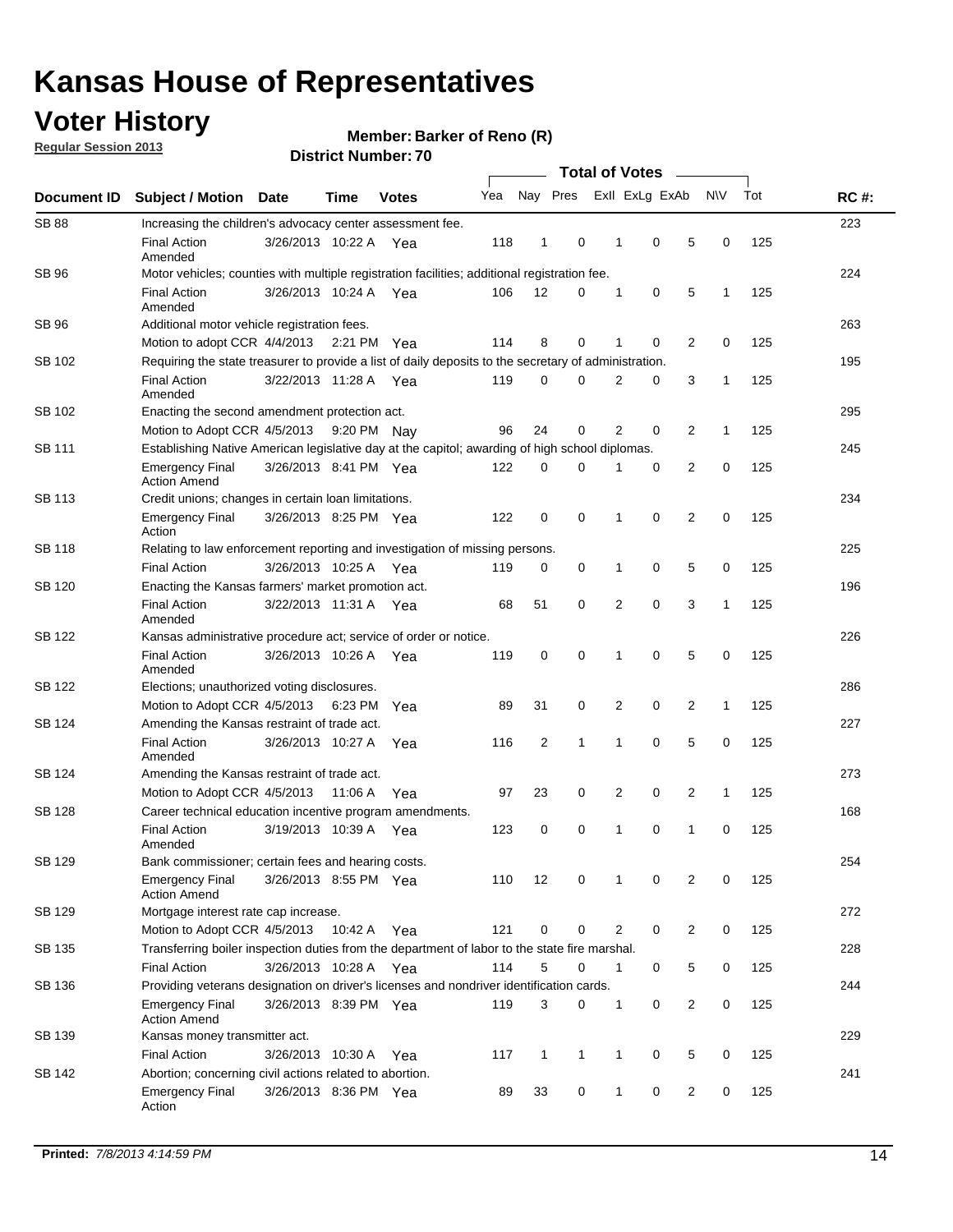# Kansas House of Representatives

## Voter History

**Regular Session 2013**

**Member: Barker of Reno (R)**

**District Number: 70**

| Document ID | Subject / Motion | Date | Time | Votes | Yea | Nay | Pres | ExII | ExLg | ExAb | N\V | Tot | RC #: |
|---|---|---|---|---|---|---|---|---|---|---|---|---|---|
| SB 88 | Increasing the children's advocacy center assessment fee. | | | | | | | | | | | | 223 |
| | Final Action Amended | 3/26/2013 | 10:22 A | Yea | 118 | 1 | 0 | 1 | 0 | 5 | 0 | 125 | |
| SB 96 | Motor vehicles; counties with multiple registration facilities; additional registration fee. | | | | | | | | | | | | 224 |
| | Final Action Amended | 3/26/2013 | 10:24 A | Yea | 106 | 12 | 0 | 1 | 0 | 5 | 1 | 125 | |
| SB 96 | Additional motor vehicle registration fees. | | | | | | | | | | | | 263 |
| | Motion to adopt CCR | 4/4/2013 | 2:21 PM | Yea | 114 | 8 | 0 | 1 | 0 | 2 | 0 | 125 | |
| SB 102 | Requiring the state treasurer to provide a list of daily deposits to the secretary of administration. | | | | | | | | | | | | 195 |
| | Final Action Amended | 3/22/2013 | 11:28 A | Yea | 119 | 0 | 0 | 2 | 0 | 3 | 1 | 125 | |
| SB 102 | Enacting the second amendment protection act. | | | | | | | | | | | | 295 |
| | Motion to Adopt CCR | 4/5/2013 | 9:20 PM | Nay | 96 | 24 | 0 | 2 | 0 | 2 | 1 | 125 | |
| SB 111 | Establishing Native American legislative day at the capitol; awarding of high school diplomas. | | | | | | | | | | | | 245 |
| | Emergency Final Action Amend | 3/26/2013 | 8:41 PM | Yea | 122 | 0 | 0 | 1 | 0 | 2 | 0 | 125 | |
| SB 113 | Credit unions; changes in certain loan limitations. | | | | | | | | | | | | 234 |
| | Emergency Final Action | 3/26/2013 | 8:25 PM | Yea | 122 | 0 | 0 | 1 | 0 | 2 | 0 | 125 | |
| SB 118 | Relating to law enforcement reporting and investigation of missing persons. | | | | | | | | | | | | 225 |
| | Final Action | 3/26/2013 | 10:25 A | Yea | 119 | 0 | 0 | 1 | 0 | 5 | 0 | 125 | |
| SB 120 | Enacting the Kansas farmers' market promotion act. | | | | | | | | | | | | 196 |
| | Final Action Amended | 3/22/2013 | 11:31 A | Yea | 68 | 51 | 0 | 2 | 0 | 3 | 1 | 125 | |
| SB 122 | Kansas administrative procedure act; service of order or notice. | | | | | | | | | | | | 226 |
| | Final Action Amended | 3/26/2013 | 10:26 A | Yea | 119 | 0 | 0 | 1 | 0 | 5 | 0 | 125 | |
| SB 122 | Elections; unauthorized voting disclosures. | | | | | | | | | | | | 286 |
| | Motion to Adopt CCR | 4/5/2013 | 6:23 PM | Yea | 89 | 31 | 0 | 2 | 0 | 2 | 1 | 125 | |
| SB 124 | Amending the Kansas restraint of trade act. | | | | | | | | | | | | 227 |
| | Final Action Amended | 3/26/2013 | 10:27 A | Yea | 116 | 2 | 1 | 1 | 0 | 5 | 0 | 125 | |
| SB 124 | Amending the Kansas restraint of trade act. | | | | | | | | | | | | 273 |
| | Motion to Adopt CCR | 4/5/2013 | 11:06 A | Yea | 97 | 23 | 0 | 2 | 0 | 2 | 1 | 125 | |
| SB 128 | Career technical education incentive program amendments. | | | | | | | | | | | | 168 |
| | Final Action Amended | 3/19/2013 | 10:39 A | Yea | 123 | 0 | 0 | 1 | 0 | 1 | 0 | 125 | |
| SB 129 | Bank commissioner; certain fees and hearing costs. | | | | | | | | | | | | 254 |
| | Emergency Final Action Amend | 3/26/2013 | 8:55 PM | Yea | 110 | 12 | 0 | 1 | 0 | 2 | 0 | 125 | |
| SB 129 | Mortgage interest rate cap increase. | | | | | | | | | | | | 272 |
| | Motion to Adopt CCR | 4/5/2013 | 10:42 A | Yea | 121 | 0 | 0 | 2 | 0 | 2 | 0 | 125 | |
| SB 135 | Transferring boiler inspection duties from the department of labor to the state fire marshal. | | | | | | | | | | | | 228 |
| | Final Action | 3/26/2013 | 10:28 A | Yea | 114 | 5 | 0 | 1 | 0 | 5 | 0 | 125 | |
| SB 136 | Providing veterans designation on driver's licenses and nondriver identification cards. | | | | | | | | | | | | 244 |
| | Emergency Final Action Amend | 3/26/2013 | 8:39 PM | Yea | 119 | 3 | 0 | 1 | 0 | 2 | 0 | 125 | |
| SB 139 | Kansas money transmitter act. | | | | | | | | | | | | 229 |
| | Final Action | 3/26/2013 | 10:30 A | Yea | 117 | 1 | 1 | 1 | 0 | 5 | 0 | 125 | |
| SB 142 | Abortion; concerning civil actions related to abortion. | | | | | | | | | | | | 241 |
| | Emergency Final Action | 3/26/2013 | 8:36 PM | Yea | 89 | 33 | 0 | 1 | 0 | 2 | 0 | 125 | |

**Printed:** *7/8/2013 4:14:59 PM*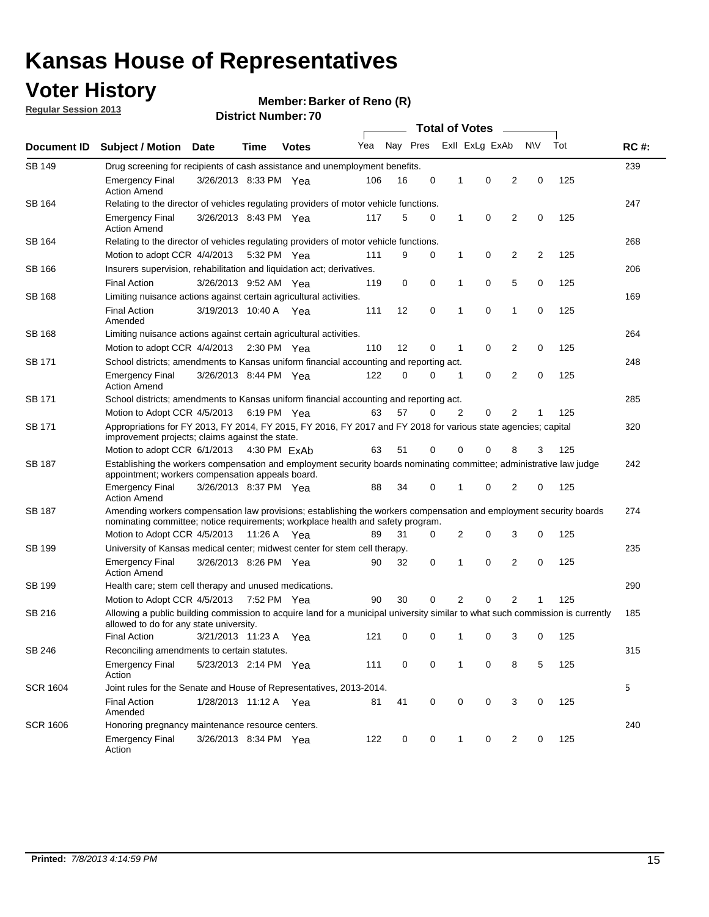# Kansas House of Representatives

## Voter History

**Regular Session 2013**

**Member: Barker of Reno (R)**

**District Number: 70**

| Document ID | Subject / Motion | Date | Time | Votes | Yea | Nay | Pres | ExII | ExLg | ExAb | N\V | Tot | RC #: |
|---|---|---|---|---|---|---|---|---|---|---|---|---|---|
| SB 149 | Drug screening for recipients of cash assistance and unemployment benefits. | | | | | | | | | | | | 239 |
| | Emergency Final Action Amend | 3/26/2013 | 8:33 PM | Yea | 106 | 16 | 0 | 1 | 0 | 2 | 0 | 125 | |
| SB 164 | Relating to the director of vehicles regulating providers of motor vehicle functions. | | | | | | | | | | | | 247 |
| | Emergency Final Action Amend | 3/26/2013 | 8:43 PM | Yea | 117 | 5 | 0 | 1 | 0 | 2 | 0 | 125 | |
| SB 164 | Relating to the director of vehicles regulating providers of motor vehicle functions. | | | | | | | | | | | | 268 |
| | Motion to adopt CCR | 4/4/2013 | 5:32 PM | Yea | 111 | 9 | 0 | 1 | 0 | 2 | 2 | 125 | |
| SB 166 | Insurers supervision, rehabilitation and liquidation act; derivatives. | | | | | | | | | | | | 206 |
| | Final Action | 3/26/2013 | 9:52 AM | Yea | 119 | 0 | 0 | 1 | 0 | 5 | 0 | 125 | |
| SB 168 | Limiting nuisance actions against certain agricultural activities. | | | | | | | | | | | | 169 |
| | Final Action Amended | 3/19/2013 | 10:40 A | Yea | 111 | 12 | 0 | 1 | 0 | 1 | 0 | 125 | |
| SB 168 | Limiting nuisance actions against certain agricultural activities. | | | | | | | | | | | | 264 |
| | Motion to adopt CCR | 4/4/2013 | 2:30 PM | Yea | 110 | 12 | 0 | 1 | 0 | 2 | 0 | 125 | |
| SB 171 | School districts; amendments to Kansas uniform financial accounting and reporting act. | | | | | | | | | | | | 248 |
| | Emergency Final Action Amend | 3/26/2013 | 8:44 PM | Yea | 122 | 0 | 0 | 1 | 0 | 2 | 0 | 125 | |
| SB 171 | School districts; amendments to Kansas uniform financial accounting and reporting act. | | | | | | | | | | | | 285 |
| | Motion to Adopt CCR | 4/5/2013 | 6:19 PM | Yea | 63 | 57 | 0 | 2 | 0 | 2 | 1 | 125 | |
| SB 171 | Appropriations for FY 2013, FY 2014, FY 2015, FY 2016, FY 2017 and FY 2018 for various state agencies; capital improvement projects; claims against the state. | | | | | | | | | | | | 320 |
| | Motion to adopt CCR | 6/1/2013 | 4:30 PM | ExAb | 63 | 51 | 0 | 0 | 0 | 8 | 3 | 125 | |
| SB 187 | Establishing the workers compensation and employment security boards nominating committee; administrative law judge appointment; workers compensation appeals board. | | | | | | | | | | | | 242 |
| | Emergency Final Action Amend | 3/26/2013 | 8:37 PM | Yea | 88 | 34 | 0 | 1 | 0 | 2 | 0 | 125 | |
| SB 187 | Amending workers compensation law provisions; establishing the workers compensation and employment security boards nominating committee; notice requirements; workplace health and safety program. | | | | | | | | | | | | 274 |
| | Motion to Adopt CCR | 4/5/2013 | 11:26 A | Yea | 89 | 31 | 0 | 2 | 0 | 3 | 0 | 125 | |
| SB 199 | University of Kansas medical center; midwest center for stem cell therapy. | | | | | | | | | | | | 235 |
| | Emergency Final Action Amend | 3/26/2013 | 8:26 PM | Yea | 90 | 32 | 0 | 1 | 0 | 2 | 0 | 125 | |
| SB 199 | Health care; stem cell therapy and unused medications. | | | | | | | | | | | | 290 |
| | Motion to Adopt CCR | 4/5/2013 | 7:52 PM | Yea | 90 | 30 | 0 | 2 | 0 | 2 | 1 | 125 | |
| SB 216 | Allowing a public building commission to acquire land for a municipal university similar to what such commission is currently allowed to do for any state university. | | | | | | | | | | | | 185 |
| | Final Action | 3/21/2013 | 11:23 A | Yea | 121 | 0 | 0 | 1 | 0 | 3 | 0 | 125 | |
| SB 246 | Reconciling amendments to certain statutes. | | | | | | | | | | | | 315 |
| | Emergency Final Action | 5/23/2013 | 2:14 PM | Yea | 111 | 0 | 0 | 1 | 0 | 8 | 5 | 125 | |
| SCR 1604 | Joint rules for the Senate and House of Representatives, 2013-2014. | | | | | | | | | | | | 5 |
| | Final Action Amended | 1/28/2013 | 11:12 A | Yea | 81 | 41 | 0 | 0 | 0 | 3 | 0 | 125 | |
| SCR 1606 | Honoring pregnancy maintenance resource centers. | | | | | | | | | | | | 240 |
| | Emergency Final Action | 3/26/2013 | 8:34 PM | Yea | 122 | 0 | 0 | 1 | 0 | 2 | 0 | 125 | |

**Printed:** *7/8/2013 4:14:59 PM*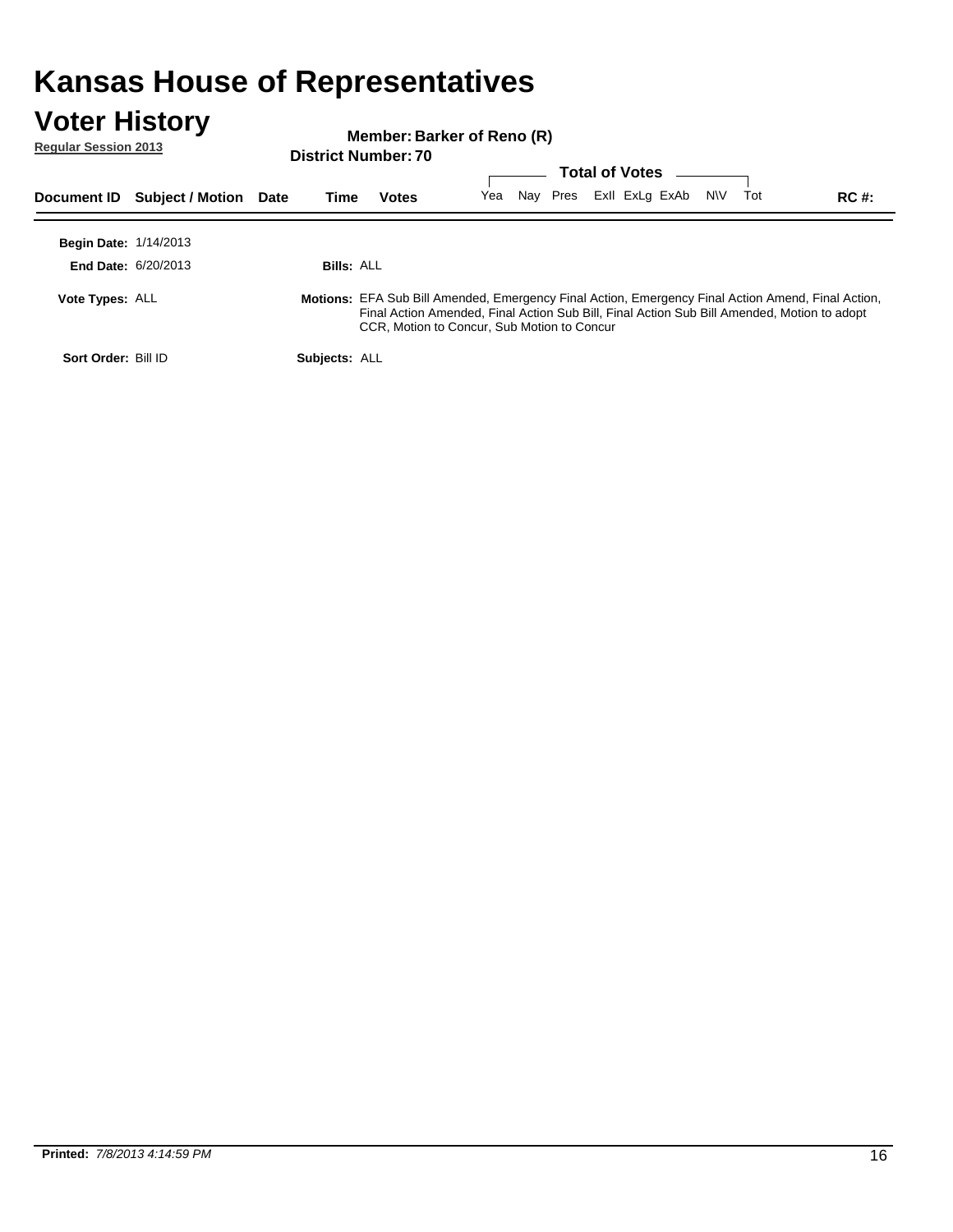# Kansas House of Representatives

## Voter History

**Regular Session 2013**

**Member:** Barker of Reno (R)

**District Number:** 70

| Document ID | Subject / Motion | Date | Time | Votes | Yea | Nay | Pres | ExII | ExLg | ExAb | N\V | Tot | RC #: |
|---|---|---|---|---|---|---|---|---|---|---|---|---|---|

(Yea through Tot grouped under: **Total of Votes**)

**Begin Date:** 1/14/2013

**End Date:** 6/20/2013

**Bills:** ALL

**Vote Types:** ALL

**Motions:** EFA Sub Bill Amended, Emergency Final Action, Emergency Final Action Amend, Final Action, Final Action Amended, Final Action Sub Bill, Final Action Sub Bill Amended, Motion to adopt CCR, Motion to Concur, Sub Motion to Concur

**Sort Order:** Bill ID

**Subjects:** ALL

**Printed:** *7/8/2013 4:14:59 PM*